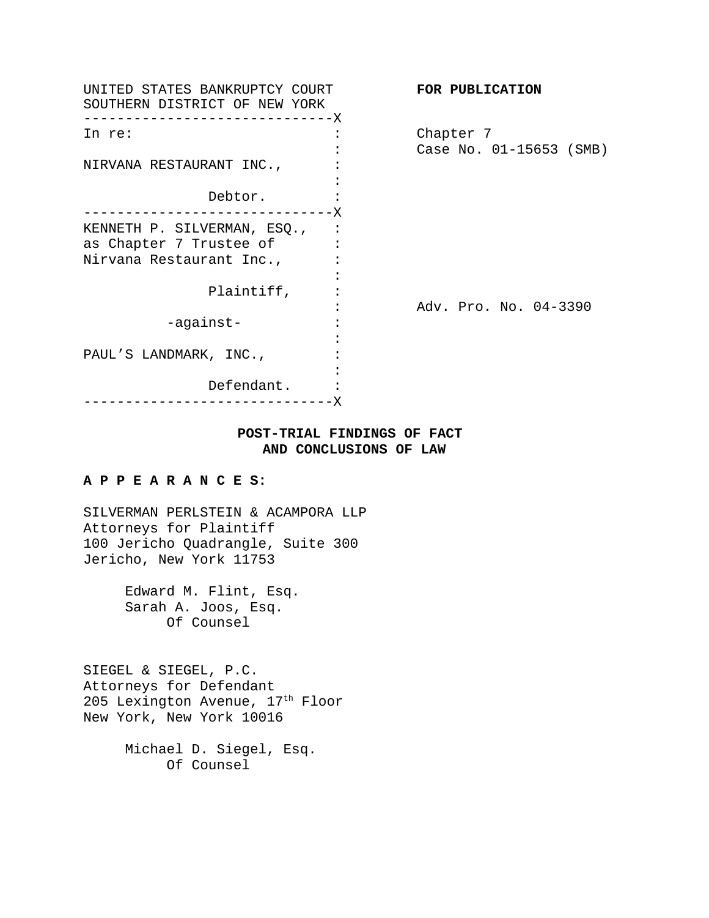UNITED STATES BANKRUPTCY COURT
SOUTHERN DISTRICT OF NEW YORK

**FOR PUBLICATION**

---

In re:

NIRVANA RESTAURANT INC.,

Debtor.

Chapter 7
Case No. 01-15653 (SMB)

---

KENNETH P. SILVERMAN, ESQ.,
as Chapter 7 Trustee of
Nirvana Restaurant Inc.,

Plaintiff,

-against-

PAUL'S LANDMARK, INC.,

Defendant.

Adv. Pro. No. 04-3390

---

**POST-TRIAL FINDINGS OF FACT
AND CONCLUSIONS OF LAW**

**A P P E A R A N C E S:**

SILVERMAN PERLSTEIN & ACAMPORA LLP
Attorneys for Plaintiff
100 Jericho Quadrangle, Suite 300
Jericho, New York 11753

Edward M. Flint, Esq.
Sarah A. Joos, Esq.
Of Counsel

SIEGEL & SIEGEL, P.C.
Attorneys for Defendant
205 Lexington Avenue, 17th Floor
New York, New York 10016

Michael D. Siegel, Esq.
Of Counsel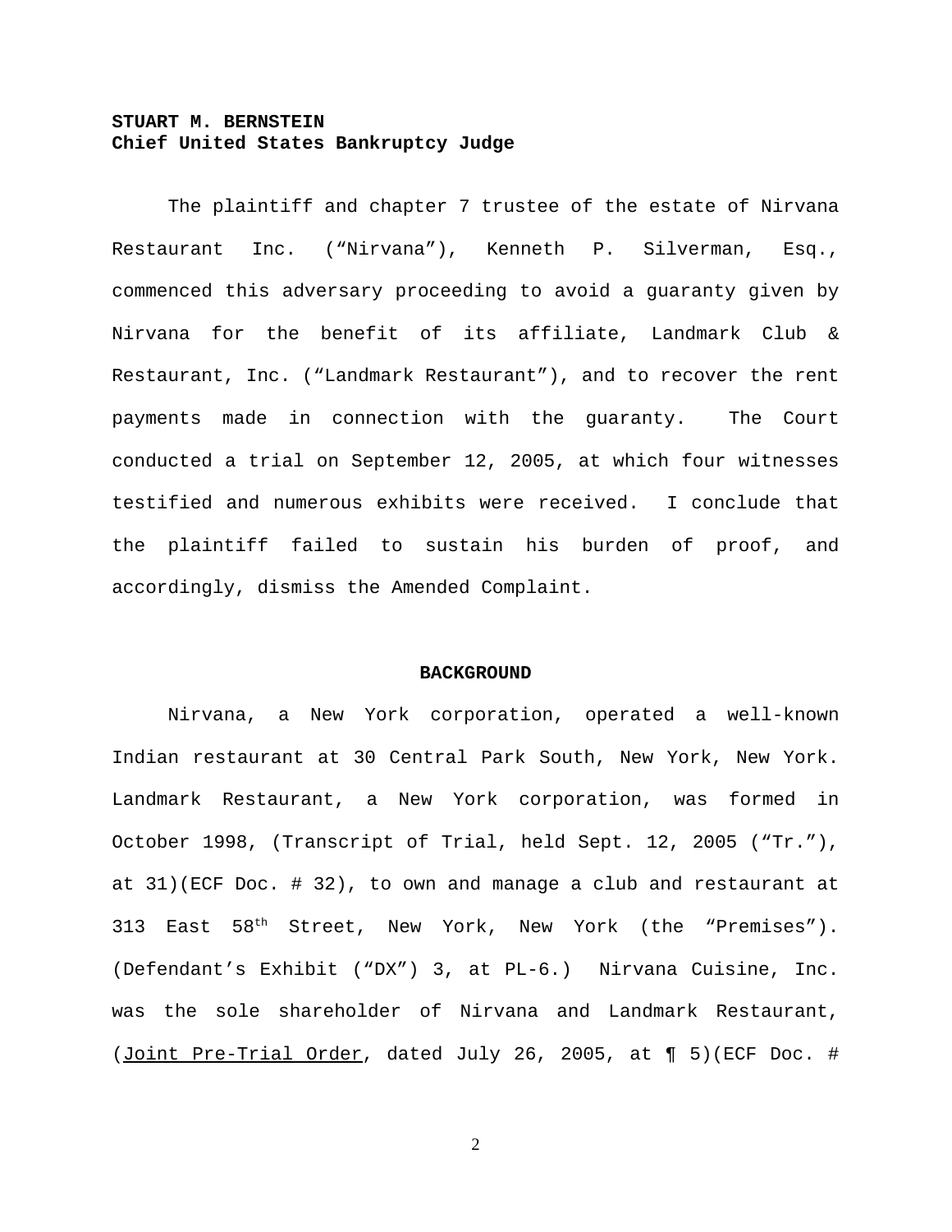**STUART M. BERNSTEIN**
**Chief United States Bankruptcy Judge**

The plaintiff and chapter 7 trustee of the estate of Nirvana Restaurant Inc. ("Nirvana"), Kenneth P. Silverman, Esq., commenced this adversary proceeding to avoid a guaranty given by Nirvana for the benefit of its affiliate, Landmark Club & Restaurant, Inc. ("Landmark Restaurant"), and to recover the rent payments made in connection with the guaranty. The Court conducted a trial on September 12, 2005, at which four witnesses testified and numerous exhibits were received. I conclude that the plaintiff failed to sustain his burden of proof, and accordingly, dismiss the Amended Complaint.

## BACKGROUND

Nirvana, a New York corporation, operated a well-known Indian restaurant at 30 Central Park South, New York, New York. Landmark Restaurant, a New York corporation, was formed in October 1998, (Transcript of Trial, held Sept. 12, 2005 ("Tr."), at 31)(ECF Doc. # 32), to own and manage a club and restaurant at 313 East 58th Street, New York, New York (the "Premises"). (Defendant's Exhibit ("DX") 3, at PL-6.) Nirvana Cuisine, Inc. was the sole shareholder of Nirvana and Landmark Restaurant, (Joint Pre-Trial Order, dated July 26, 2005, at ¶ 5)(ECF Doc. #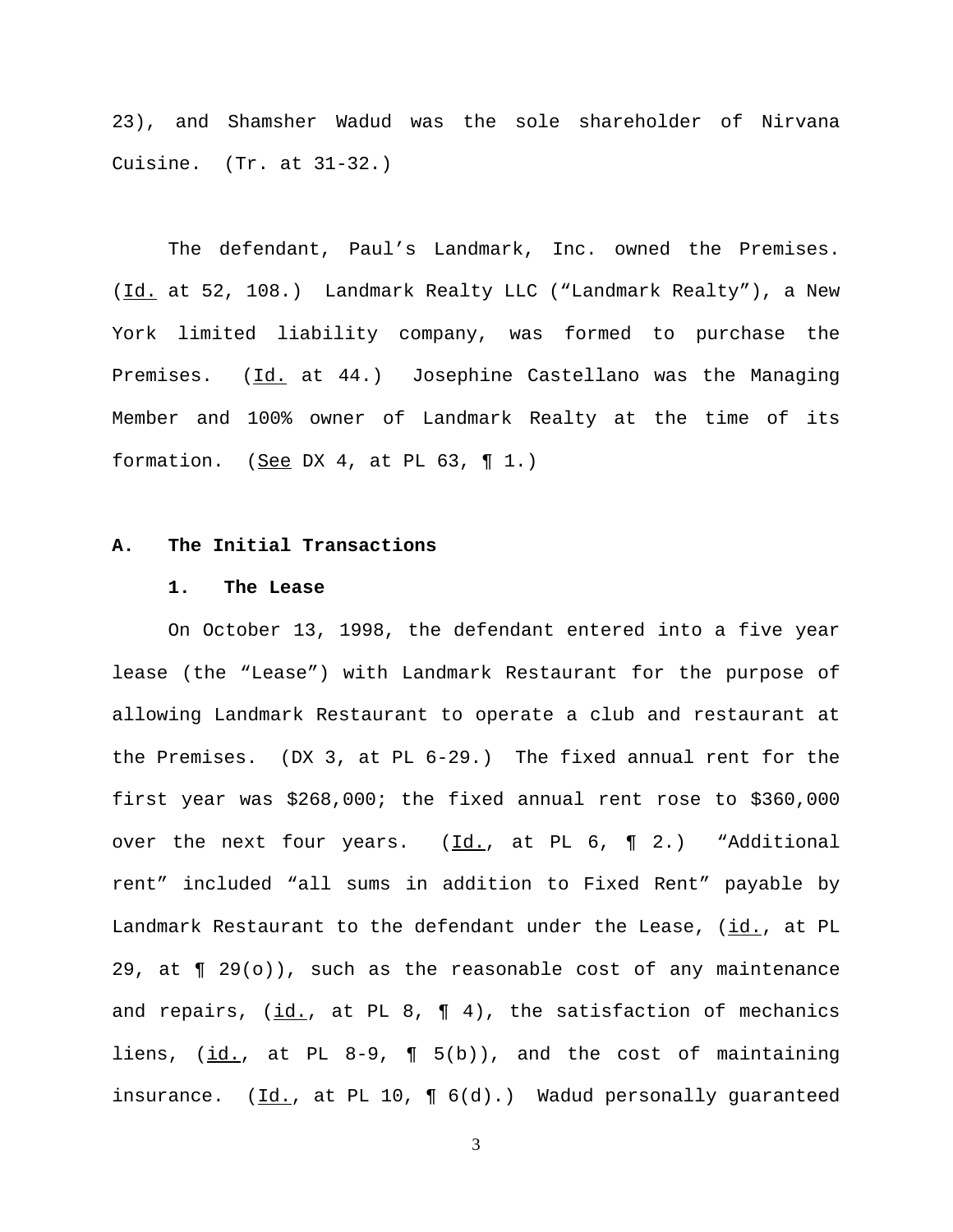23), and Shamsher Wadud was the sole shareholder of Nirvana Cuisine. (Tr. at 31-32.)

The defendant, Paul's Landmark, Inc. owned the Premises. (Id. at 52, 108.) Landmark Realty LLC ("Landmark Realty"), a New York limited liability company, was formed to purchase the Premises. (Id. at 44.) Josephine Castellano was the Managing Member and 100% owner of Landmark Realty at the time of its formation. (See DX 4, at PL 63, ¶ 1.)

### A. The Initial Transactions

#### 1. The Lease

On October 13, 1998, the defendant entered into a five year lease (the "Lease") with Landmark Restaurant for the purpose of allowing Landmark Restaurant to operate a club and restaurant at the Premises. (DX 3, at PL 6-29.) The fixed annual rent for the first year was $268,000; the fixed annual rent rose to $360,000 over the next four years. (Id., at PL 6, ¶ 2.) "Additional rent" included "all sums in addition to Fixed Rent" payable by Landmark Restaurant to the defendant under the Lease, (id., at PL 29, at ¶ 29(o)), such as the reasonable cost of any maintenance and repairs, (id., at PL 8, ¶ 4), the satisfaction of mechanics liens, (id., at PL 8-9, ¶ 5(b)), and the cost of maintaining insurance. (Id., at PL 10, ¶ 6(d).) Wadud personally guaranteed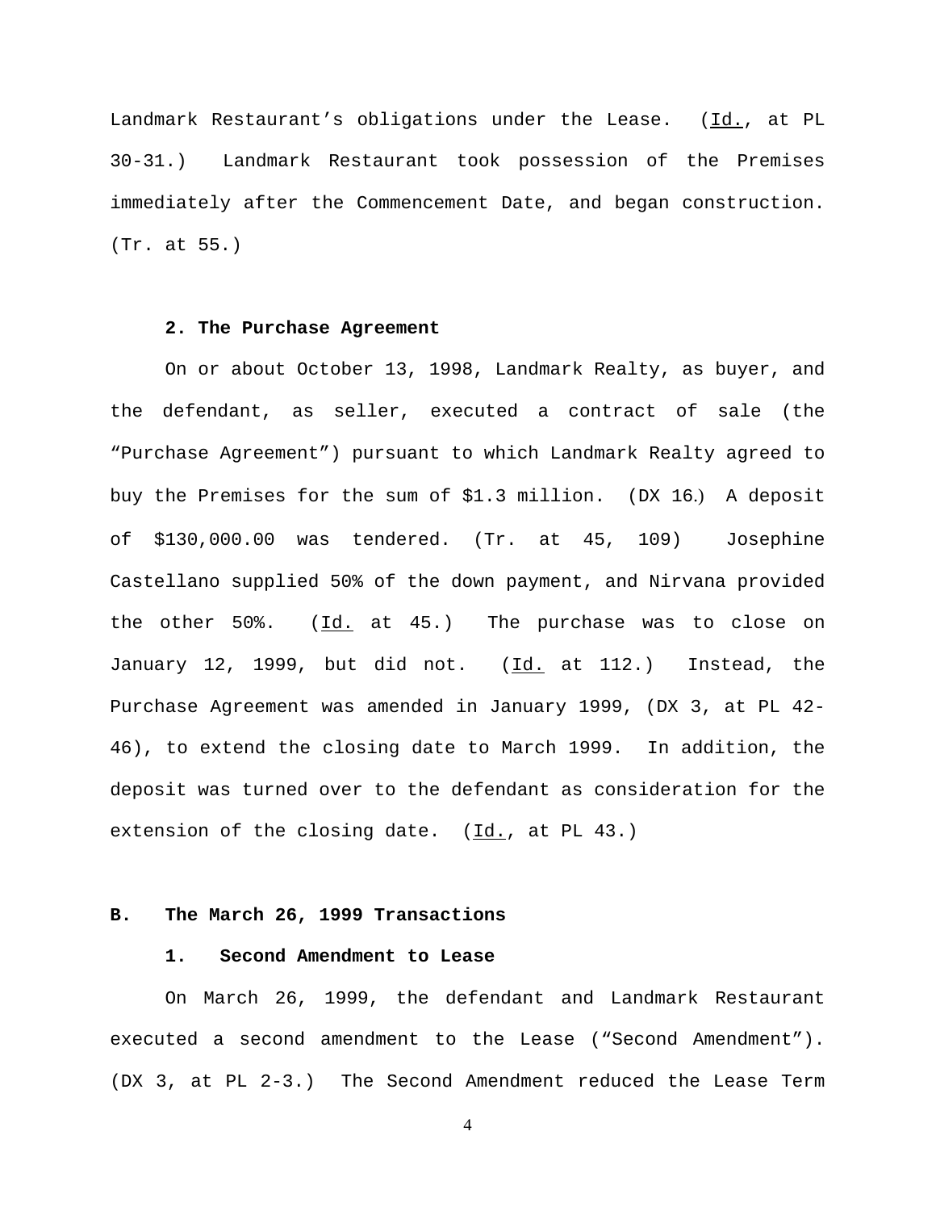Landmark Restaurant's obligations under the Lease. (Id., at PL 30-31.) Landmark Restaurant took possession of the Premises immediately after the Commencement Date, and began construction. (Tr. at 55.)

**2. The Purchase Agreement**

On or about October 13, 1998, Landmark Realty, as buyer, and the defendant, as seller, executed a contract of sale (the "Purchase Agreement") pursuant to which Landmark Realty agreed to buy the Premises for the sum of $1.3 million. (DX 16.) A deposit of $130,000.00 was tendered. (Tr. at 45, 109) Josephine Castellano supplied 50% of the down payment, and Nirvana provided the other 50%. (Id. at 45.) The purchase was to close on January 12, 1999, but did not. (Id. at 112.) Instead, the Purchase Agreement was amended in January 1999, (DX 3, at PL 42-46), to extend the closing date to March 1999. In addition, the deposit was turned over to the defendant as consideration for the extension of the closing date. (Id., at PL 43.)

## B. The March 26, 1999 Transactions

### 1. Second Amendment to Lease

On March 26, 1999, the defendant and Landmark Restaurant executed a second amendment to the Lease ("Second Amendment"). (DX 3, at PL 2-3.) The Second Amendment reduced the Lease Term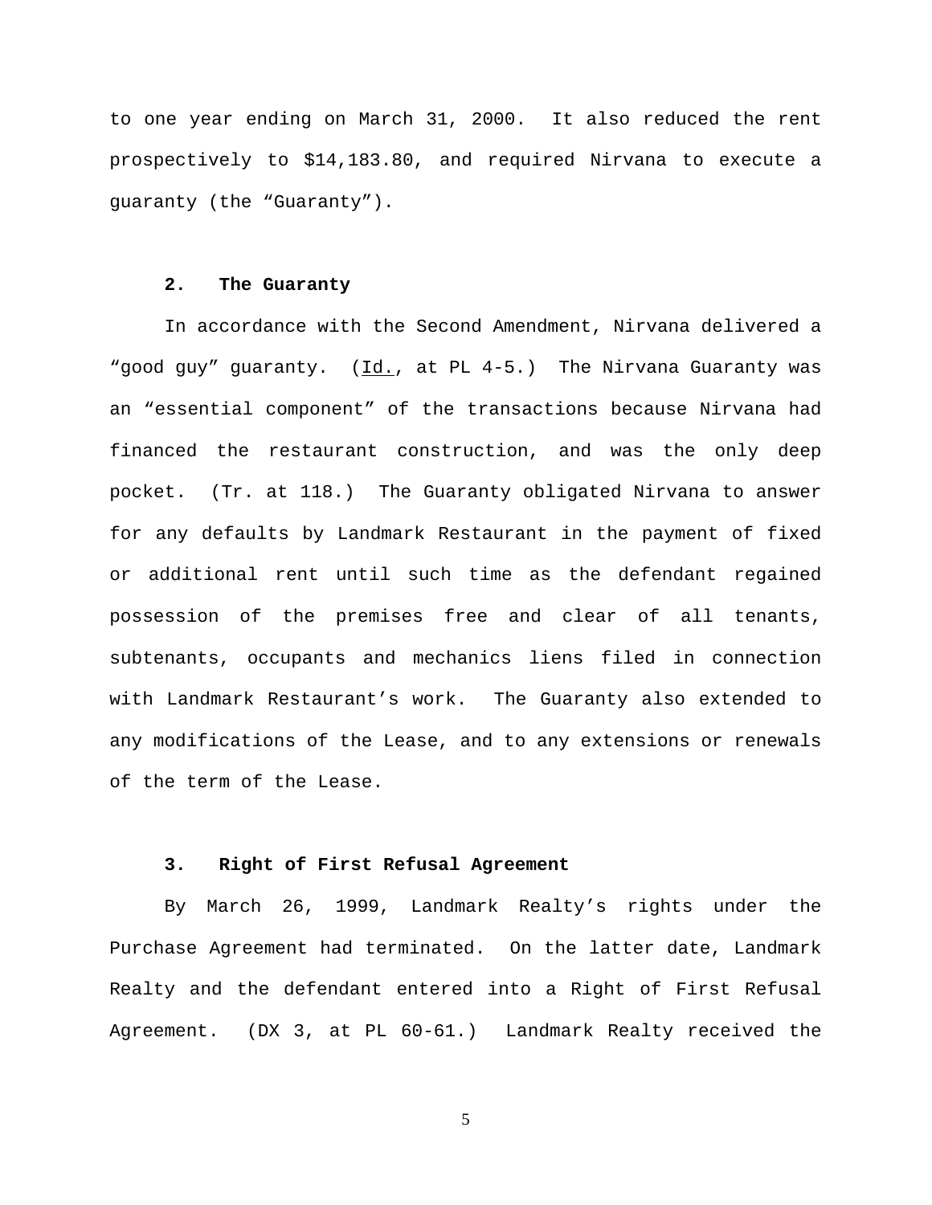to one year ending on March 31, 2000. It also reduced the rent prospectively to $14,183.80, and required Nirvana to execute a guaranty (the "Guaranty").

### 2. The Guaranty

In accordance with the Second Amendment, Nirvana delivered a "good guy" guaranty. (Id., at PL 4-5.) The Nirvana Guaranty was an "essential component" of the transactions because Nirvana had financed the restaurant construction, and was the only deep pocket. (Tr. at 118.) The Guaranty obligated Nirvana to answer for any defaults by Landmark Restaurant in the payment of fixed or additional rent until such time as the defendant regained possession of the premises free and clear of all tenants, subtenants, occupants and mechanics liens filed in connection with Landmark Restaurant's work. The Guaranty also extended to any modifications of the Lease, and to any extensions or renewals of the term of the Lease.

### 3. Right of First Refusal Agreement

By March 26, 1999, Landmark Realty's rights under the Purchase Agreement had terminated. On the latter date, Landmark Realty and the defendant entered into a Right of First Refusal Agreement. (DX 3, at PL 60-61.) Landmark Realty received the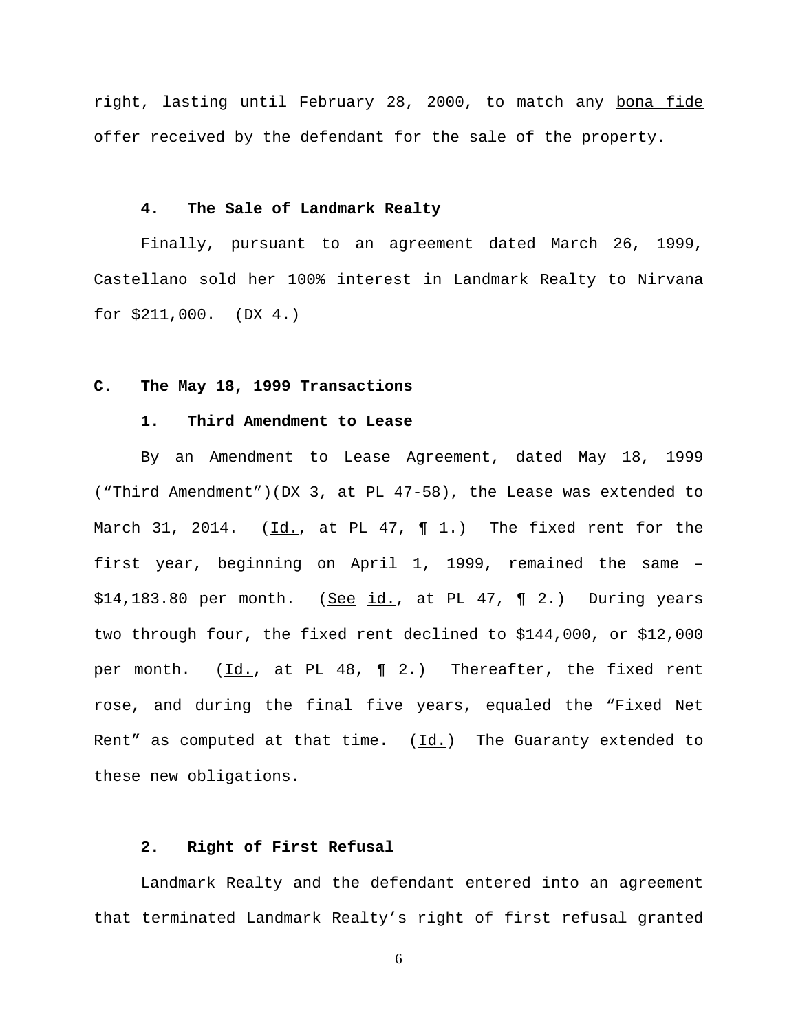right, lasting until February 28, 2000, to match any bona fide offer received by the defendant for the sale of the property.

### 4. The Sale of Landmark Realty

Finally, pursuant to an agreement dated March 26, 1999, Castellano sold her 100% interest in Landmark Realty to Nirvana for $211,000. (DX 4.)

## C. The May 18, 1999 Transactions

### 1. Third Amendment to Lease

By an Amendment to Lease Agreement, dated May 18, 1999 (“Third Amendment”)(DX 3, at PL 47-58), the Lease was extended to March 31, 2014. (Id., at PL 47, ¶ 1.) The fixed rent for the first year, beginning on April 1, 1999, remained the same – $14,183.80 per month. (See id., at PL 47, ¶ 2.) During years two through four, the fixed rent declined to $144,000, or $12,000 per month. (Id., at PL 48, ¶ 2.) Thereafter, the fixed rent rose, and during the final five years, equaled the “Fixed Net Rent” as computed at that time. (Id.) The Guaranty extended to these new obligations.

### 2. Right of First Refusal

Landmark Realty and the defendant entered into an agreement that terminated Landmark Realty’s right of first refusal granted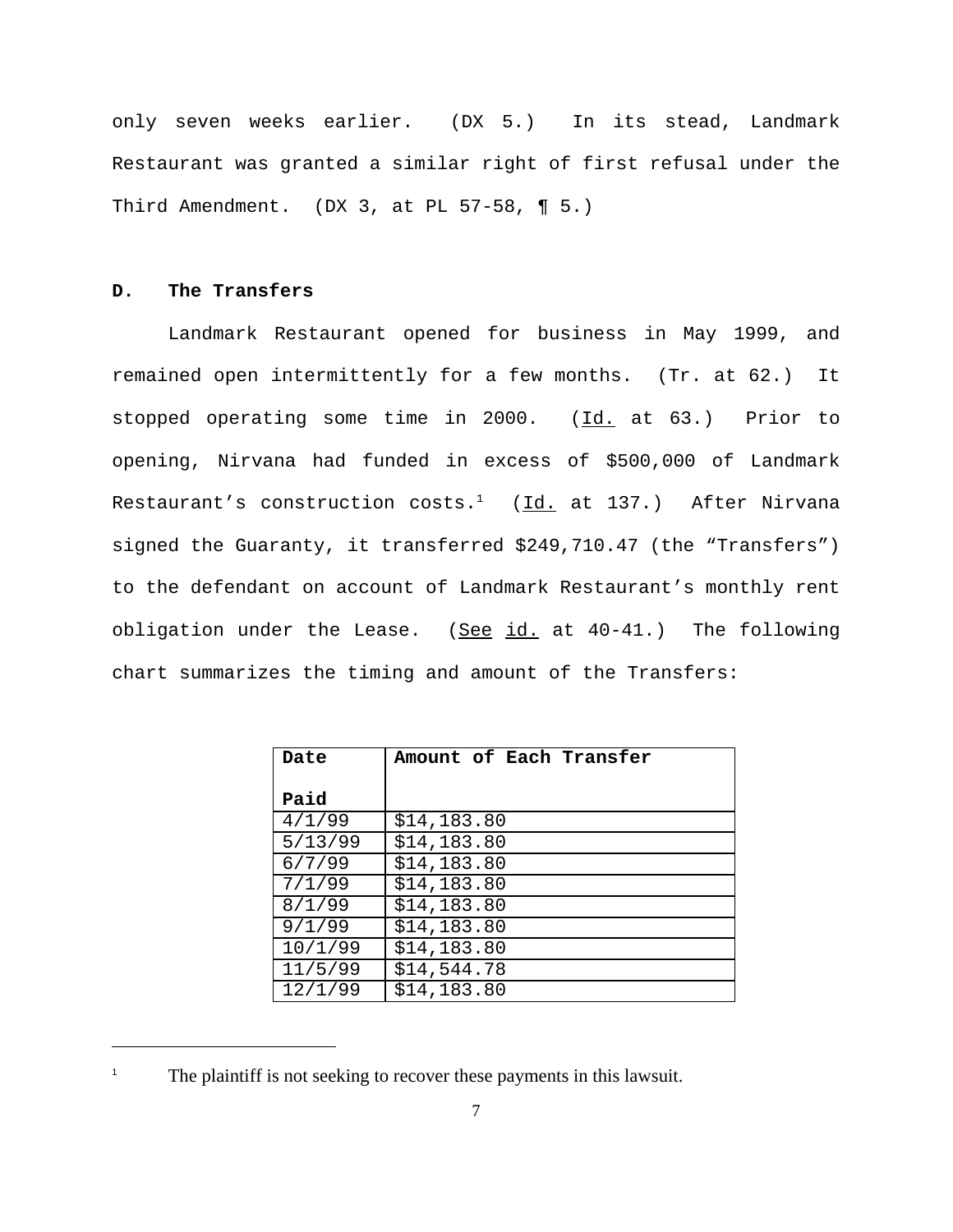only seven weeks earlier. (DX 5.) In its stead, Landmark Restaurant was granted a similar right of first refusal under the Third Amendment. (DX 3, at PL 57-58, ¶ 5.)

### D. The Transfers

Landmark Restaurant opened for business in May 1999, and remained open intermittently for a few months. (Tr. at 62.) It stopped operating some time in 2000. (Id. at 63.) Prior to opening, Nirvana had funded in excess of $500,000 of Landmark Restaurant's construction costs.[1] (Id. at 137.) After Nirvana signed the Guaranty, it transferred $249,710.47 (the "Transfers") to the defendant on account of Landmark Restaurant's monthly rent obligation under the Lease. (See id. at 40-41.) The following chart summarizes the timing and amount of the Transfers:

| Date Paid | Amount of Each Transfer |
|---|---|
| 4/1/99 | $14,183.80 |
| 5/13/99 | $14,183.80 |
| 6/7/99 | $14,183.80 |
| 7/1/99 | $14,183.80 |
| 8/1/99 | $14,183.80 |
| 9/1/99 | $14,183.80 |
| 10/1/99 | $14,183.80 |
| 11/5/99 | $14,544.78 |
| 12/1/99 | $14,183.80 |

[1] The plaintiff is not seeking to recover these payments in this lawsuit.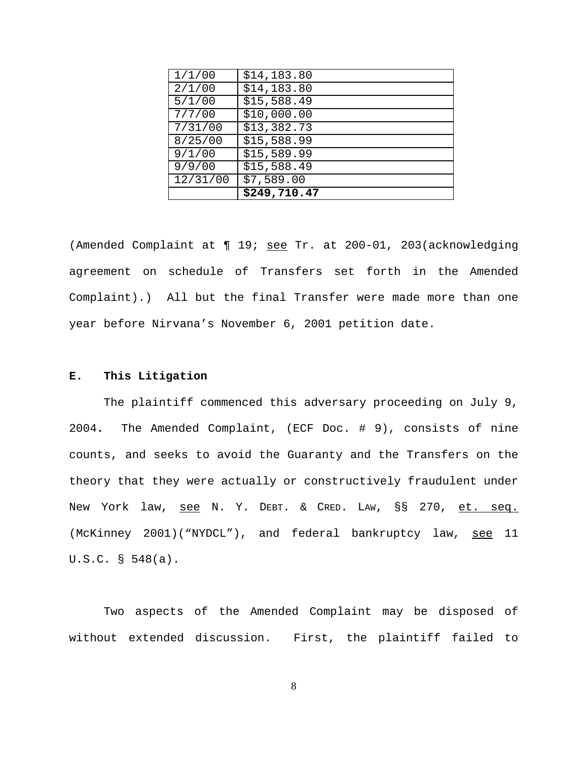| | |
|---|---|
| 1/1/00 | $14,183.80 |
| 2/1/00 | $14,183.80 |
| 5/1/00 | $15,588.49 |
| 7/7/00 | $10,000.00 |
| 7/31/00 | $13,382.73 |
| 8/25/00 | $15,588.99 |
| 9/1/00 | $15,589.99 |
| 9/9/00 | $15,588.49 |
| 12/31/00 | $7,589.00 |
| | **$249,710.47** |

(Amended Complaint at ¶ 19; see Tr. at 200-01, 203(acknowledging agreement on schedule of Transfers set forth in the Amended Complaint).) All but the final Transfer were made more than one year before Nirvana's November 6, 2001 petition date.

### E. This Litigation

The plaintiff commenced this adversary proceeding on July 9, 2004. The Amended Complaint, (ECF Doc. # 9), consists of nine counts, and seeks to avoid the Guaranty and the Transfers on the theory that they were actually or constructively fraudulent under New York law, see N. Y. DEBT. & CRED. LAW, §§ 270, et. seq. (McKinney 2001)("NYDCL"), and federal bankruptcy law, see 11 U.S.C. § 548(a).

Two aspects of the Amended Complaint may be disposed of without extended discussion. First, the plaintiff failed to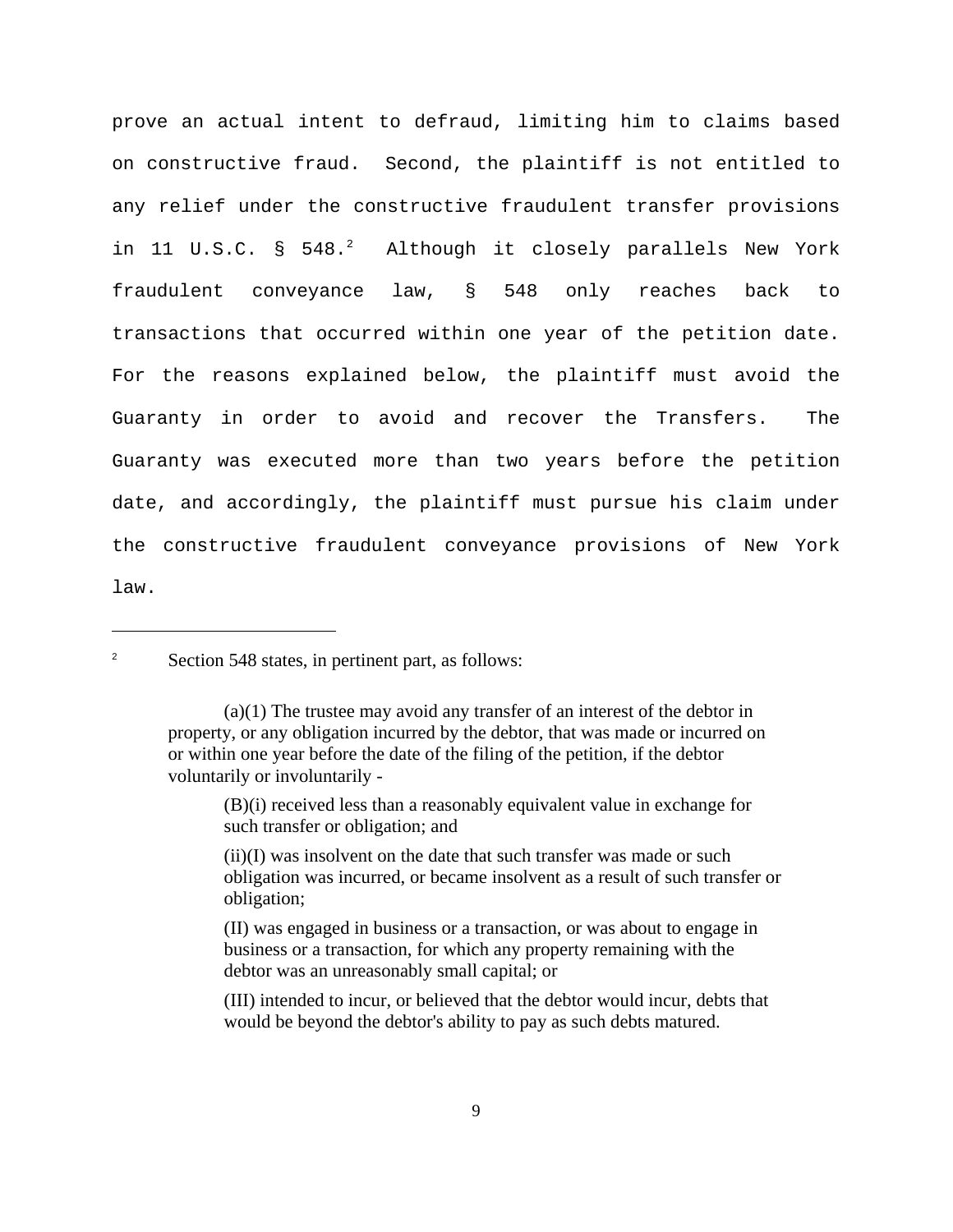prove an actual intent to defraud, limiting him to claims based on constructive fraud. Second, the plaintiff is not entitled to any relief under the constructive fraudulent transfer provisions in 11 U.S.C. § 548.[2] Although it closely parallels New York fraudulent conveyance law, § 548 only reaches back to transactions that occurred within one year of the petition date. For the reasons explained below, the plaintiff must avoid the Guaranty in order to avoid and recover the Transfers. The Guaranty was executed more than two years before the petition date, and accordingly, the plaintiff must pursue his claim under the constructive fraudulent conveyance provisions of New York law.

---

[2] Section 548 states, in pertinent part, as follows:

> (a)(1) The trustee may avoid any transfer of an interest of the debtor in property, or any obligation incurred by the debtor, that was made or incurred on or within one year before the date of the filing of the petition, if the debtor voluntarily or involuntarily -
>
> > (B)(i) received less than a reasonably equivalent value in exchange for such transfer or obligation; and
> >
> > (ii)(I) was insolvent on the date that such transfer was made or such obligation was incurred, or became insolvent as a result of such transfer or obligation;
> >
> > (II) was engaged in business or a transaction, or was about to engage in business or a transaction, for which any property remaining with the debtor was an unreasonably small capital; or
> >
> > (III) intended to incur, or believed that the debtor would incur, debts that would be beyond the debtor's ability to pay as such debts matured.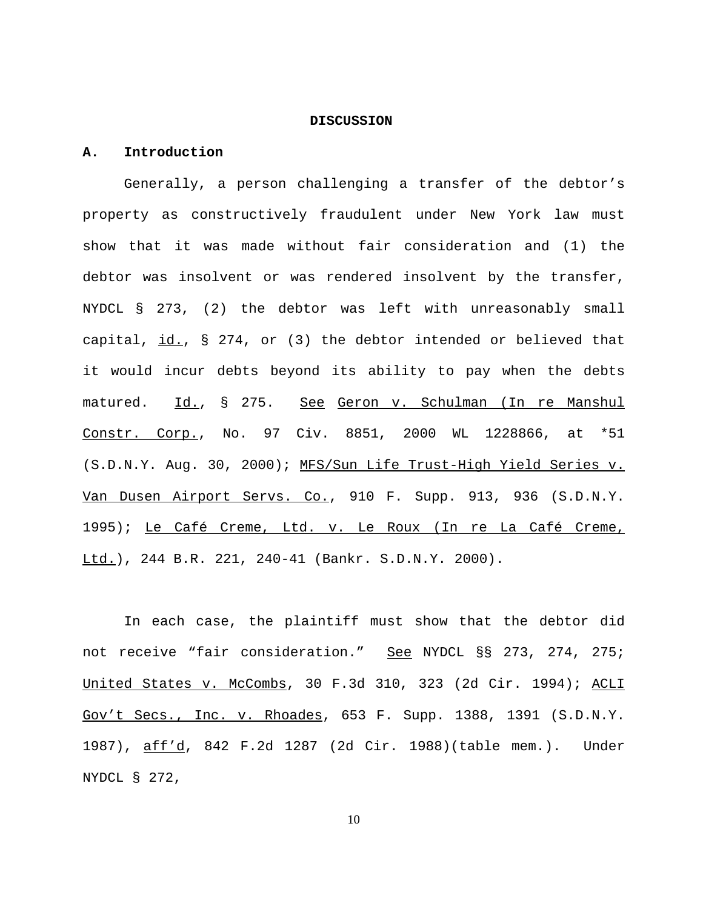## DISCUSSION

### A. Introduction

Generally, a person challenging a transfer of the debtor's property as constructively fraudulent under New York law must show that it was made without fair consideration and (1) the debtor was insolvent or was rendered insolvent by the transfer, NYDCL § 273, (2) the debtor was left with unreasonably small capital, id., § 274, or (3) the debtor intended or believed that it would incur debts beyond its ability to pay when the debts matured. Id., § 275. See Geron v. Schulman (In re Manshul Constr. Corp., No. 97 Civ. 8851, 2000 WL 1228866, at *51 (S.D.N.Y. Aug. 30, 2000); MFS/Sun Life Trust-High Yield Series v. Van Dusen Airport Servs. Co., 910 F. Supp. 913, 936 (S.D.N.Y. 1995); Le Café Creme, Ltd. v. Le Roux (In re La Café Creme, Ltd.), 244 B.R. 221, 240-41 (Bankr. S.D.N.Y. 2000).

In each case, the plaintiff must show that the debtor did not receive "fair consideration." See NYDCL §§ 273, 274, 275; United States v. McCombs, 30 F.3d 310, 323 (2d Cir. 1994); ACLI Gov't Secs., Inc. v. Rhoades, 653 F. Supp. 1388, 1391 (S.D.N.Y. 1987), aff'd, 842 F.2d 1287 (2d Cir. 1988)(table mem.). Under NYDCL § 272,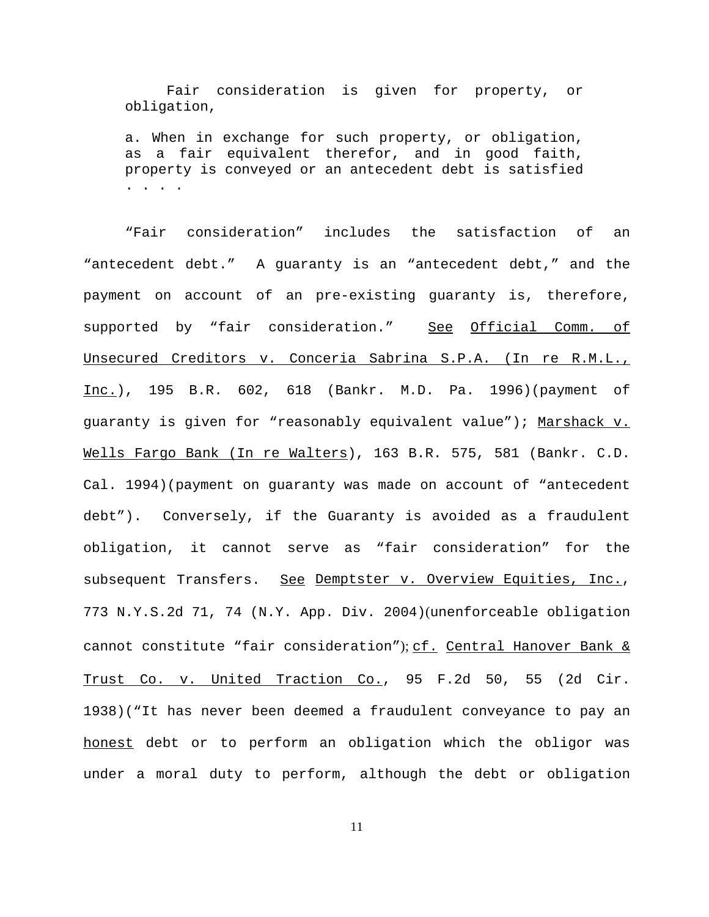> Fair consideration is given for property, or obligation,
>
> a. When in exchange for such property, or obligation, as a fair equivalent therefor, and in good faith, property is conveyed or an antecedent debt is satisfied . . . .

"Fair consideration" includes the satisfaction of an "antecedent debt." A guaranty is an "antecedent debt," and the payment on account of an pre-existing guaranty is, therefore, supported by "fair consideration." See Official Comm. of Unsecured Creditors v. Conceria Sabrina S.P.A. (In re R.M.L., Inc.), 195 B.R. 602, 618 (Bankr. M.D. Pa. 1996)(payment of guaranty is given for "reasonably equivalent value"); Marshack v. Wells Fargo Bank (In re Walters), 163 B.R. 575, 581 (Bankr. C.D. Cal. 1994)(payment on guaranty was made on account of "antecedent debt"). Conversely, if the Guaranty is avoided as a fraudulent obligation, it cannot serve as "fair consideration" for the subsequent Transfers. See Demptster v. Overview Equities, Inc., 773 N.Y.S.2d 71, 74 (N.Y. App. Div. 2004)(unenforceable obligation cannot constitute "fair consideration"); cf. Central Hanover Bank & Trust Co. v. United Traction Co., 95 F.2d 50, 55 (2d Cir. 1938)("It has never been deemed a fraudulent conveyance to pay an honest debt or to perform an obligation which the obligor was under a moral duty to perform, although the debt or obligation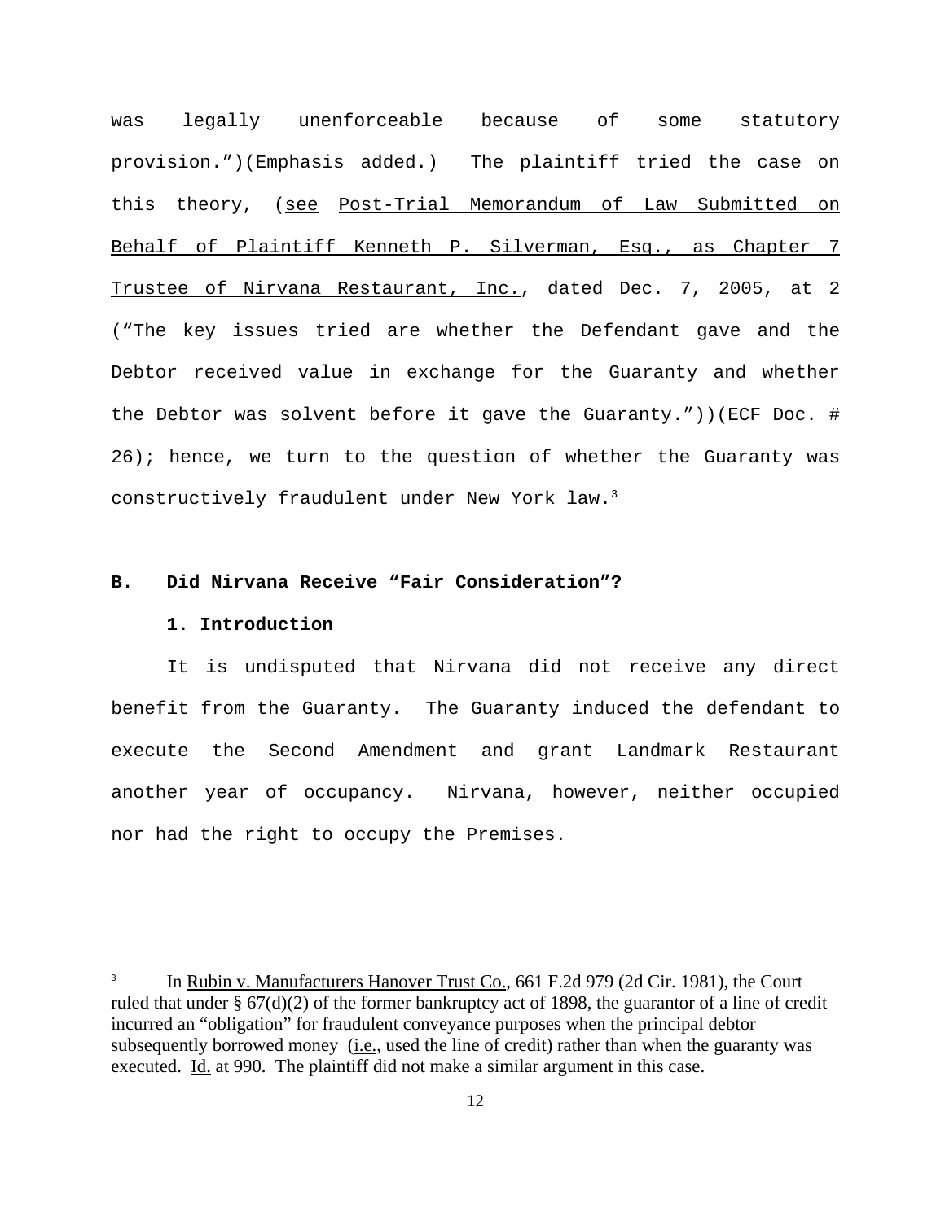was legally unenforceable because of some statutory provision.")(Emphasis added.) The plaintiff tried the case on this theory, (see Post-Trial Memorandum of Law Submitted on Behalf of Plaintiff Kenneth P. Silverman, Esq., as Chapter 7 Trustee of Nirvana Restaurant, Inc., dated Dec. 7, 2005, at 2 ("The key issues tried are whether the Defendant gave and the Debtor received value in exchange for the Guaranty and whether the Debtor was solvent before it gave the Guaranty."))(ECF Doc. # 26); hence, we turn to the question of whether the Guaranty was constructively fraudulent under New York law.[3]

**B. Did Nirvana Receive "Fair Consideration"?**

**1. Introduction**

It is undisputed that Nirvana did not receive any direct benefit from the Guaranty. The Guaranty induced the defendant to execute the Second Amendment and grant Landmark Restaurant another year of occupancy. Nirvana, however, neither occupied nor had the right to occupy the Premises.

---

[3] In Rubin v. Manufacturers Hanover Trust Co., 661 F.2d 979 (2d Cir. 1981), the Court ruled that under § 67(d)(2) of the former bankruptcy act of 1898, the guarantor of a line of credit incurred an "obligation" for fraudulent conveyance purposes when the principal debtor subsequently borrowed money (i.e., used the line of credit) rather than when the guaranty was executed. Id. at 990. The plaintiff did not make a similar argument in this case.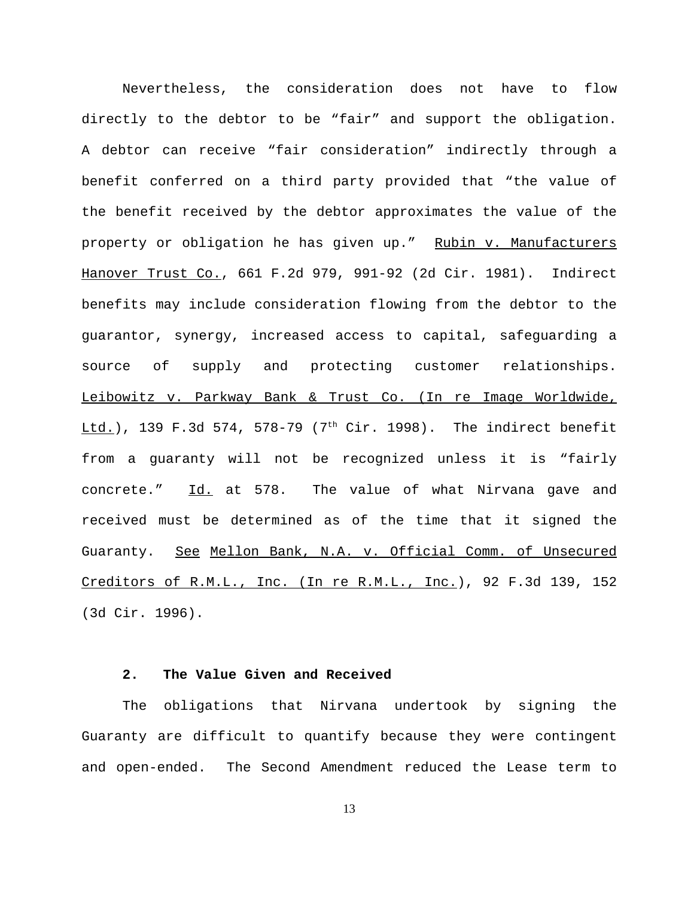Nevertheless, the consideration does not have to flow directly to the debtor to be "fair" and support the obligation. A debtor can receive "fair consideration" indirectly through a benefit conferred on a third party provided that "the value of the benefit received by the debtor approximates the value of the property or obligation he has given up." Rubin v. Manufacturers Hanover Trust Co., 661 F.2d 979, 991-92 (2d Cir. 1981). Indirect benefits may include consideration flowing from the debtor to the guarantor, synergy, increased access to capital, safeguarding a source of supply and protecting customer relationships. Leibowitz v. Parkway Bank & Trust Co. (In re Image Worldwide, Ltd.), 139 F.3d 574, 578-79 (7th Cir. 1998). The indirect benefit from a guaranty will not be recognized unless it is "fairly concrete." Id. at 578. The value of what Nirvana gave and received must be determined as of the time that it signed the Guaranty. See Mellon Bank, N.A. v. Official Comm. of Unsecured Creditors of R.M.L., Inc. (In re R.M.L., Inc.), 92 F.3d 139, 152 (3d Cir. 1996).

**2. The Value Given and Received**

The obligations that Nirvana undertook by signing the Guaranty are difficult to quantify because they were contingent and open-ended. The Second Amendment reduced the Lease term to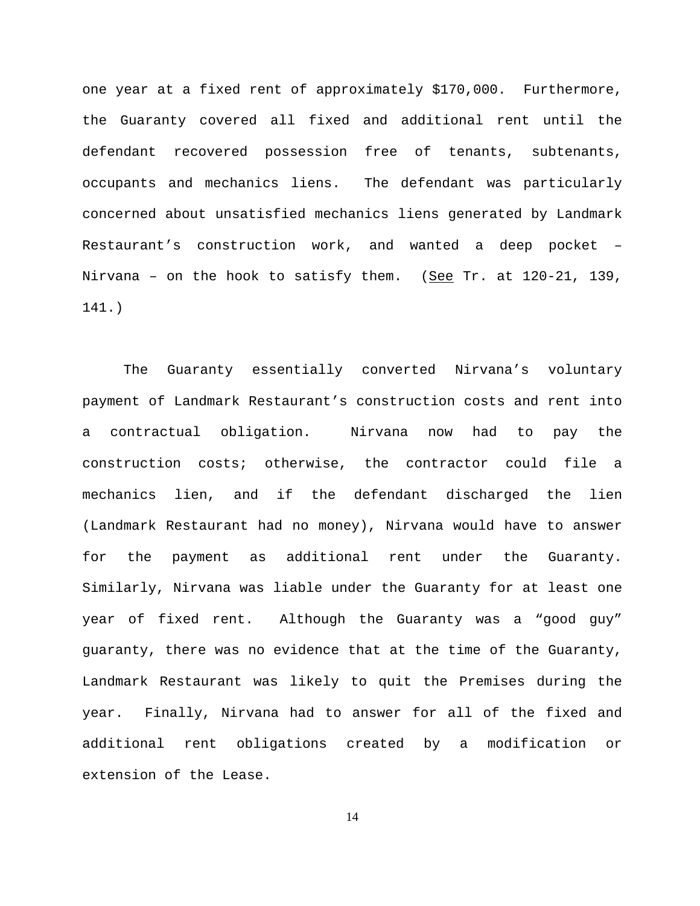one year at a fixed rent of approximately $170,000. Furthermore, the Guaranty covered all fixed and additional rent until the defendant recovered possession free of tenants, subtenants, occupants and mechanics liens. The defendant was particularly concerned about unsatisfied mechanics liens generated by Landmark Restaurant's construction work, and wanted a deep pocket – Nirvana – on the hook to satisfy them. (See Tr. at 120-21, 139, 141.)

The Guaranty essentially converted Nirvana's voluntary payment of Landmark Restaurant's construction costs and rent into a contractual obligation. Nirvana now had to pay the construction costs; otherwise, the contractor could file a mechanics lien, and if the defendant discharged the lien (Landmark Restaurant had no money), Nirvana would have to answer for the payment as additional rent under the Guaranty. Similarly, Nirvana was liable under the Guaranty for at least one year of fixed rent. Although the Guaranty was a "good guy" guaranty, there was no evidence that at the time of the Guaranty, Landmark Restaurant was likely to quit the Premises during the year. Finally, Nirvana had to answer for all of the fixed and additional rent obligations created by a modification or extension of the Lease.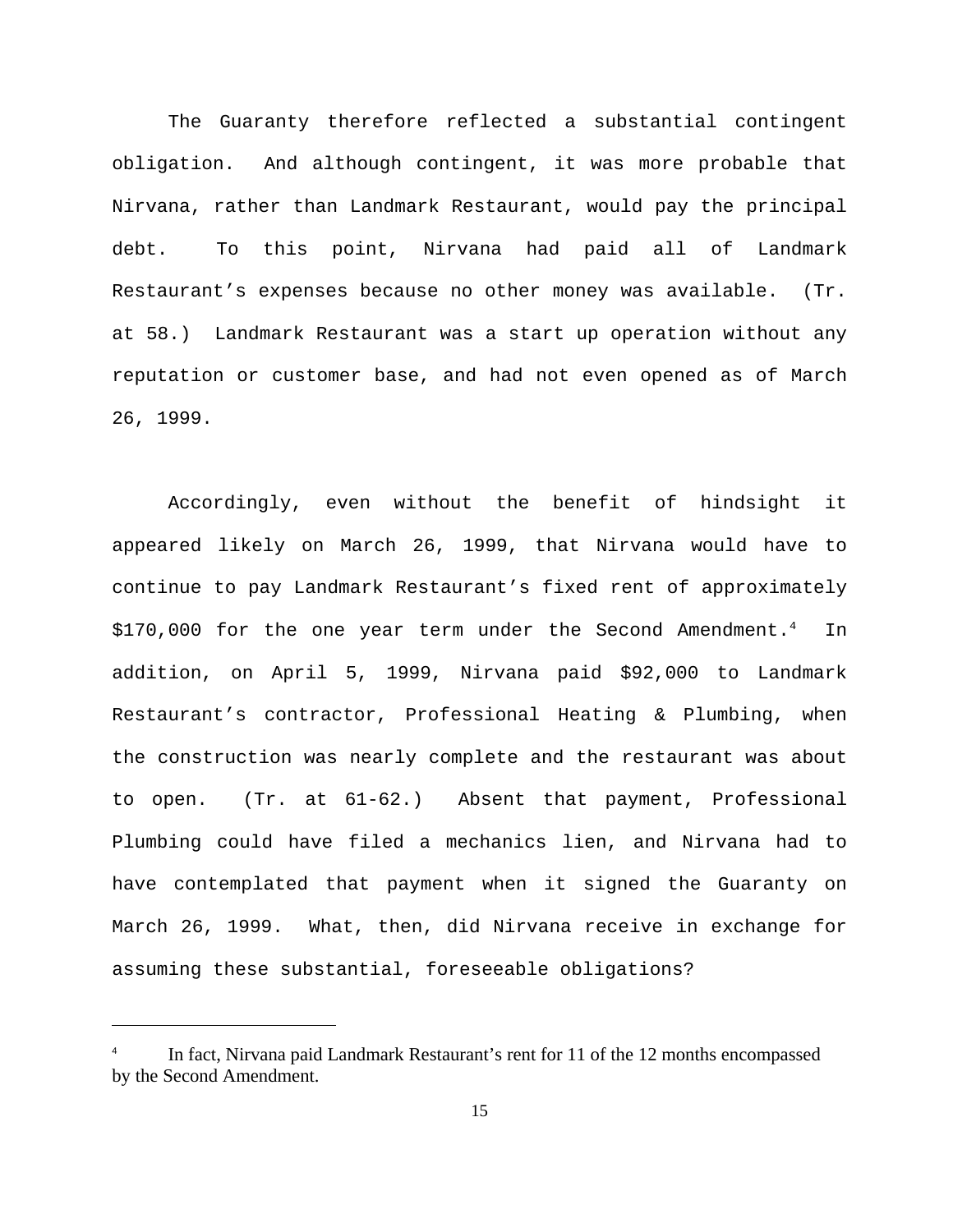The Guaranty therefore reflected a substantial contingent obligation. And although contingent, it was more probable that Nirvana, rather than Landmark Restaurant, would pay the principal debt. To this point, Nirvana had paid all of Landmark Restaurant's expenses because no other money was available. (Tr. at 58.) Landmark Restaurant was a start up operation without any reputation or customer base, and had not even opened as of March 26, 1999.

Accordingly, even without the benefit of hindsight it appeared likely on March 26, 1999, that Nirvana would have to continue to pay Landmark Restaurant's fixed rent of approximately $170,000 for the one year term under the Second Amendment.[4] In addition, on April 5, 1999, Nirvana paid $92,000 to Landmark Restaurant's contractor, Professional Heating & Plumbing, when the construction was nearly complete and the restaurant was about to open. (Tr. at 61-62.) Absent that payment, Professional Plumbing could have filed a mechanics lien, and Nirvana had to have contemplated that payment when it signed the Guaranty on March 26, 1999. What, then, did Nirvana receive in exchange for assuming these substantial, foreseeable obligations?

---

[4] In fact, Nirvana paid Landmark Restaurant's rent for 11 of the 12 months encompassed by the Second Amendment.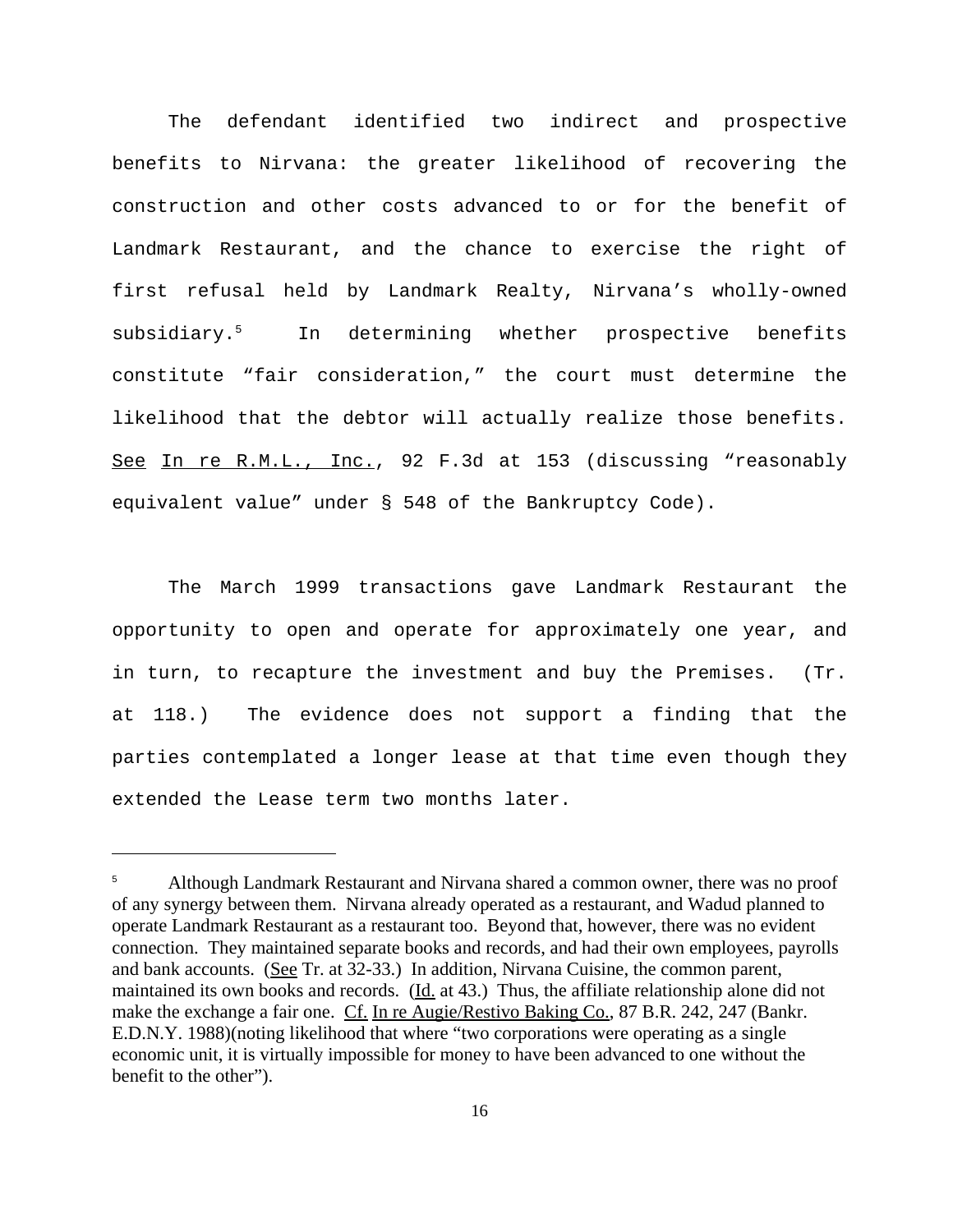The defendant identified two indirect and prospective benefits to Nirvana: the greater likelihood of recovering the construction and other costs advanced to or for the benefit of Landmark Restaurant, and the chance to exercise the right of first refusal held by Landmark Realty, Nirvana's wholly-owned subsidiary.[5] In determining whether prospective benefits constitute "fair consideration," the court must determine the likelihood that the debtor will actually realize those benefits. See In re R.M.L., Inc., 92 F.3d at 153 (discussing "reasonably equivalent value" under § 548 of the Bankruptcy Code).

The March 1999 transactions gave Landmark Restaurant the opportunity to open and operate for approximately one year, and in turn, to recapture the investment and buy the Premises. (Tr. at 118.) The evidence does not support a finding that the parties contemplated a longer lease at that time even though they extended the Lease term two months later.

---

[5] Although Landmark Restaurant and Nirvana shared a common owner, there was no proof of any synergy between them. Nirvana already operated as a restaurant, and Wadud planned to operate Landmark Restaurant as a restaurant too. Beyond that, however, there was no evident connection. They maintained separate books and records, and had their own employees, payrolls and bank accounts. (See Tr. at 32-33.) In addition, Nirvana Cuisine, the common parent, maintained its own books and records. (Id. at 43.) Thus, the affiliate relationship alone did not make the exchange a fair one. Cf. In re Augie/Restivo Baking Co., 87 B.R. 242, 247 (Bankr. E.D.N.Y. 1988)(noting likelihood that where "two corporations were operating as a single economic unit, it is virtually impossible for money to have been advanced to one without the benefit to the other").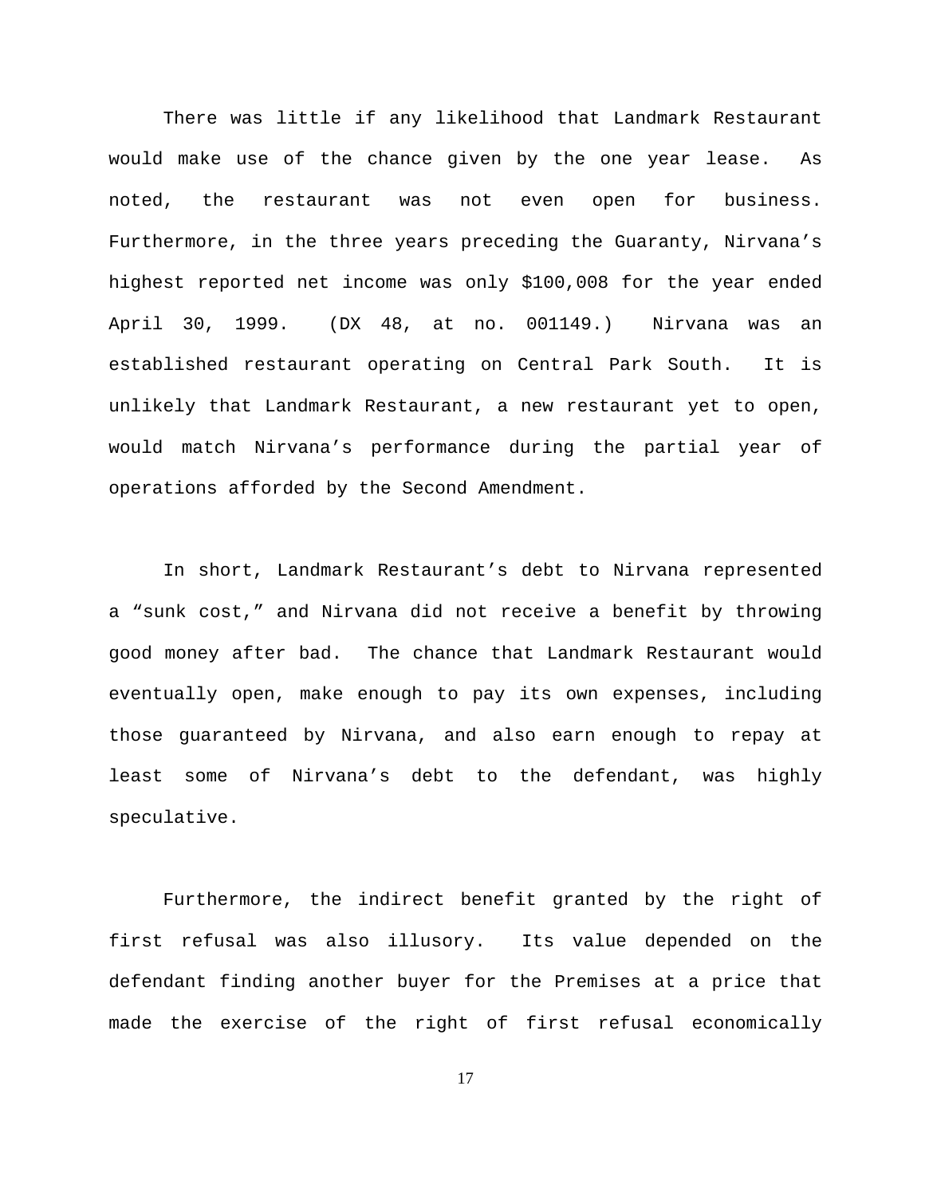There was little if any likelihood that Landmark Restaurant would make use of the chance given by the one year lease. As noted, the restaurant was not even open for business. Furthermore, in the three years preceding the Guaranty, Nirvana's highest reported net income was only $100,008 for the year ended April 30, 1999. (DX 48, at no. 001149.) Nirvana was an established restaurant operating on Central Park South. It is unlikely that Landmark Restaurant, a new restaurant yet to open, would match Nirvana's performance during the partial year of operations afforded by the Second Amendment.

In short, Landmark Restaurant's debt to Nirvana represented a "sunk cost," and Nirvana did not receive a benefit by throwing good money after bad. The chance that Landmark Restaurant would eventually open, make enough to pay its own expenses, including those guaranteed by Nirvana, and also earn enough to repay at least some of Nirvana's debt to the defendant, was highly speculative.

Furthermore, the indirect benefit granted by the right of first refusal was also illusory. Its value depended on the defendant finding another buyer for the Premises at a price that made the exercise of the right of first refusal economically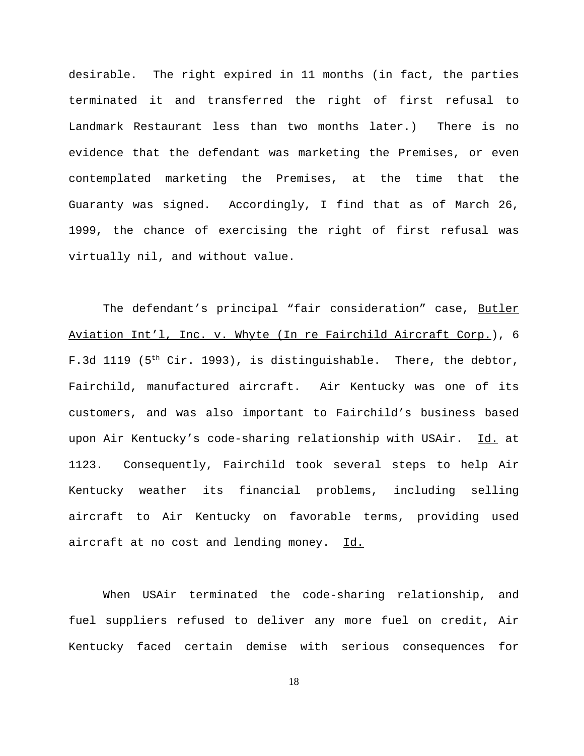desirable. The right expired in 11 months (in fact, the parties terminated it and transferred the right of first refusal to Landmark Restaurant less than two months later.) There is no evidence that the defendant was marketing the Premises, or even contemplated marketing the Premises, at the time that the Guaranty was signed. Accordingly, I find that as of March 26, 1999, the chance of exercising the right of first refusal was virtually nil, and without value.

The defendant's principal "fair consideration" case, Butler Aviation Int'l, Inc. v. Whyte (In re Fairchild Aircraft Corp.), 6 F.3d 1119 (5th Cir. 1993), is distinguishable. There, the debtor, Fairchild, manufactured aircraft. Air Kentucky was one of its customers, and was also important to Fairchild's business based upon Air Kentucky's code-sharing relationship with USAir. Id. at 1123. Consequently, Fairchild took several steps to help Air Kentucky weather its financial problems, including selling aircraft to Air Kentucky on favorable terms, providing used aircraft at no cost and lending money. Id.

When USAir terminated the code-sharing relationship, and fuel suppliers refused to deliver any more fuel on credit, Air Kentucky faced certain demise with serious consequences for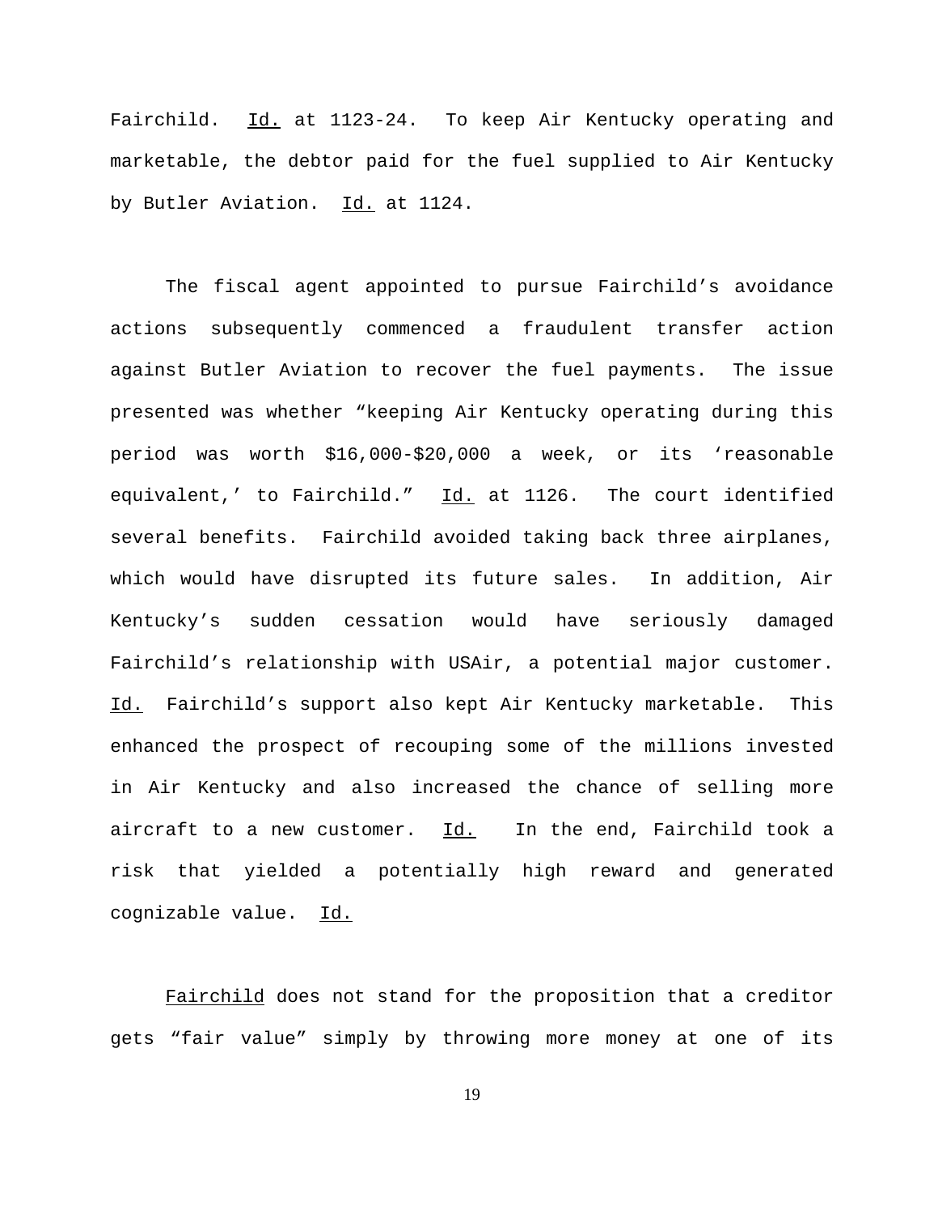Fairchild. _Id._ at 1123-24. To keep Air Kentucky operating and marketable, the debtor paid for the fuel supplied to Air Kentucky by Butler Aviation. _Id._ at 1124.

The fiscal agent appointed to pursue Fairchild's avoidance actions subsequently commenced a fraudulent transfer action against Butler Aviation to recover the fuel payments. The issue presented was whether "keeping Air Kentucky operating during this period was worth $16,000-$20,000 a week, or its 'reasonable equivalent,' to Fairchild." _Id._ at 1126. The court identified several benefits. Fairchild avoided taking back three airplanes, which would have disrupted its future sales. In addition, Air Kentucky's sudden cessation would have seriously damaged Fairchild's relationship with USAir, a potential major customer. _Id._ Fairchild's support also kept Air Kentucky marketable. This enhanced the prospect of recouping some of the millions invested in Air Kentucky and also increased the chance of selling more aircraft to a new customer. _Id._ In the end, Fairchild took a risk that yielded a potentially high reward and generated cognizable value. _Id._

_Fairchild_ does not stand for the proposition that a creditor gets "fair value" simply by throwing more money at one of its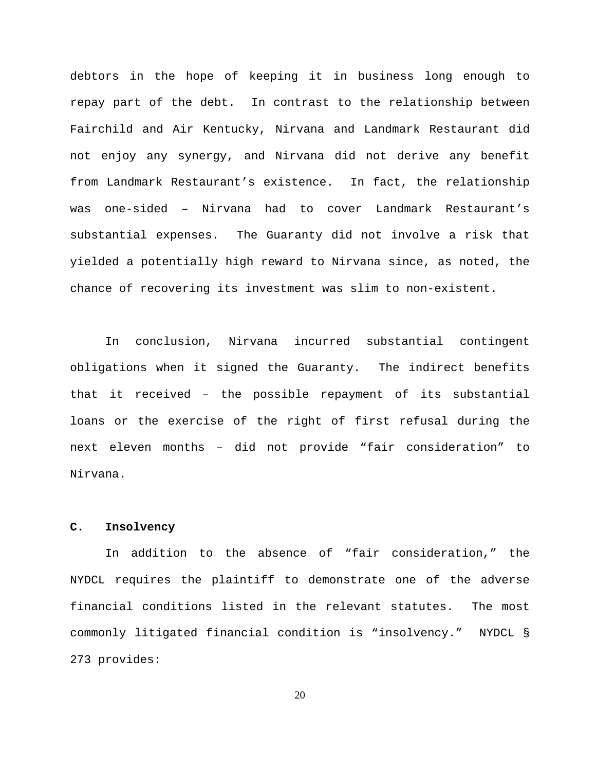debtors in the hope of keeping it in business long enough to repay part of the debt. In contrast to the relationship between Fairchild and Air Kentucky, Nirvana and Landmark Restaurant did not enjoy any synergy, and Nirvana did not derive any benefit from Landmark Restaurant's existence. In fact, the relationship was one-sided – Nirvana had to cover Landmark Restaurant's substantial expenses. The Guaranty did not involve a risk that yielded a potentially high reward to Nirvana since, as noted, the chance of recovering its investment was slim to non-existent.

In conclusion, Nirvana incurred substantial contingent obligations when it signed the Guaranty. The indirect benefits that it received – the possible repayment of its substantial loans or the exercise of the right of first refusal during the next eleven months – did not provide "fair consideration" to Nirvana.

### C. Insolvency

In addition to the absence of "fair consideration," the NYDCL requires the plaintiff to demonstrate one of the adverse financial conditions listed in the relevant statutes. The most commonly litigated financial condition is "insolvency." NYDCL § 273 provides: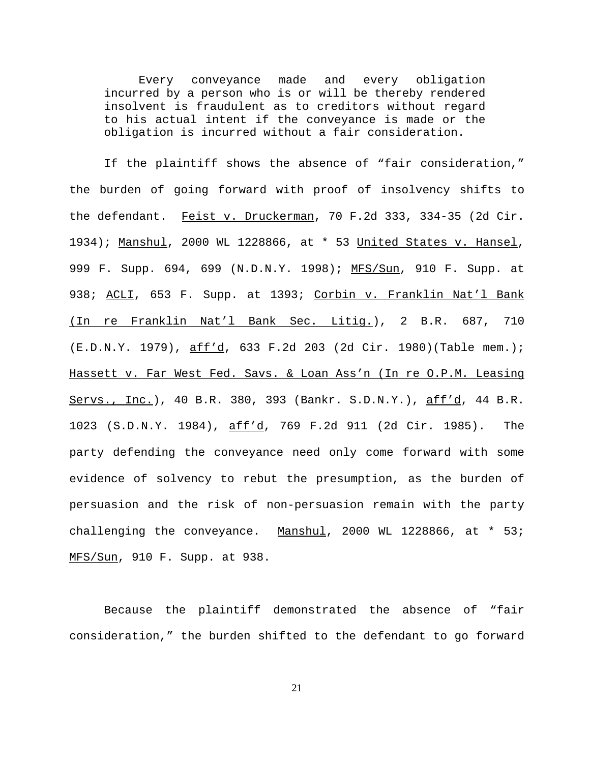> Every conveyance made and every obligation incurred by a person who is or will be thereby rendered insolvent is fraudulent as to creditors without regard to his actual intent if the conveyance is made or the obligation is incurred without a fair consideration.

If the plaintiff shows the absence of "fair consideration," the burden of going forward with proof of insolvency shifts to the defendant. Feist v. Druckerman, 70 F.2d 333, 334-35 (2d Cir. 1934); Manshul, 2000 WL 1228866, at * 53 United States v. Hansel, 999 F. Supp. 694, 699 (N.D.N.Y. 1998); MFS/Sun, 910 F. Supp. at 938; ACLI, 653 F. Supp. at 1393; Corbin v. Franklin Nat'l Bank (In re Franklin Nat'l Bank Sec. Litig.), 2 B.R. 687, 710 (E.D.N.Y. 1979), aff'd, 633 F.2d 203 (2d Cir. 1980)(Table mem.); Hassett v. Far West Fed. Savs. & Loan Ass'n (In re O.P.M. Leasing Servs., Inc.), 40 B.R. 380, 393 (Bankr. S.D.N.Y.), aff'd, 44 B.R. 1023 (S.D.N.Y. 1984), aff'd, 769 F.2d 911 (2d Cir. 1985). The party defending the conveyance need only come forward with some evidence of solvency to rebut the presumption, as the burden of persuasion and the risk of non-persuasion remain with the party challenging the conveyance. Manshul, 2000 WL 1228866, at * 53; MFS/Sun, 910 F. Supp. at 938.

Because the plaintiff demonstrated the absence of "fair consideration," the burden shifted to the defendant to go forward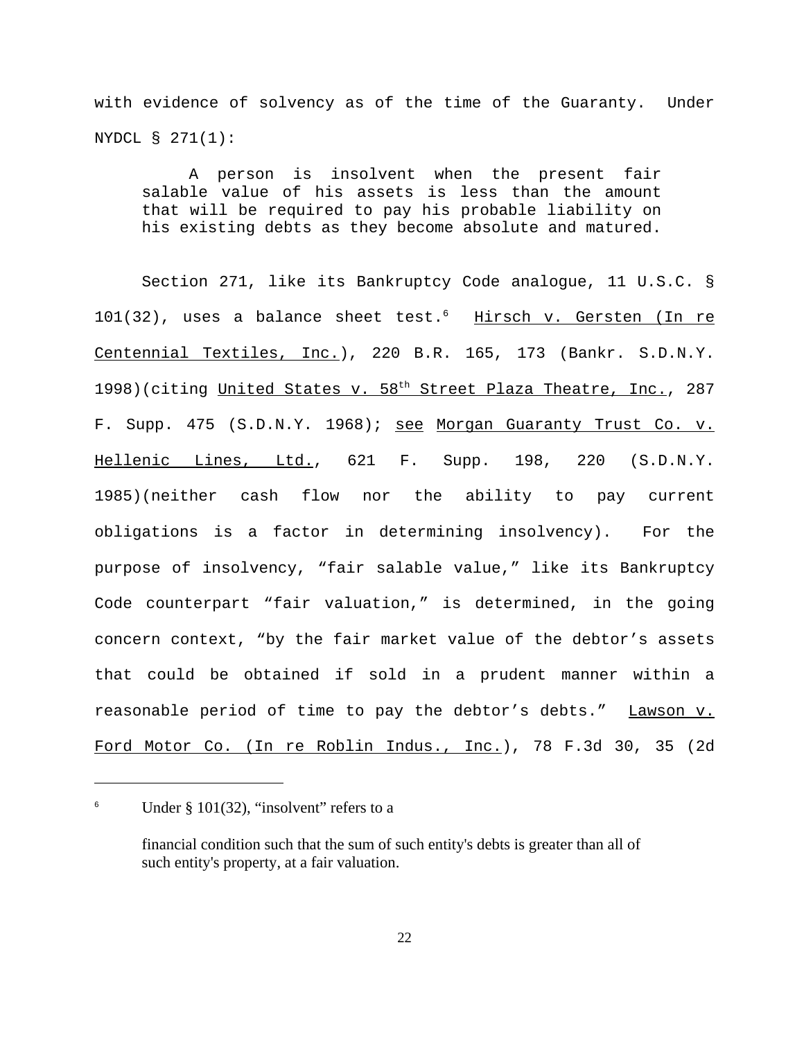with evidence of solvency as of the time of the Guaranty. Under NYDCL § 271(1):

> A person is insolvent when the present fair salable value of his assets is less than the amount that will be required to pay his probable liability on his existing debts as they become absolute and matured.

Section 271, like its Bankruptcy Code analogue, 11 U.S.C. § 101(32), uses a balance sheet test.[6] Hirsch v. Gersten (In re Centennial Textiles, Inc.), 220 B.R. 165, 173 (Bankr. S.D.N.Y. 1998)(citing United States v. 58th Street Plaza Theatre, Inc., 287 F. Supp. 475 (S.D.N.Y. 1968); see Morgan Guaranty Trust Co. v. Hellenic Lines, Ltd., 621 F. Supp. 198, 220 (S.D.N.Y. 1985)(neither cash flow nor the ability to pay current obligations is a factor in determining insolvency). For the purpose of insolvency, "fair salable value," like its Bankruptcy Code counterpart "fair valuation," is determined, in the going concern context, "by the fair market value of the debtor's assets that could be obtained if sold in a prudent manner within a reasonable period of time to pay the debtor's debts." Lawson v. Ford Motor Co. (In re Roblin Indus., Inc.), 78 F.3d 30, 35 (2d

---

[6] Under § 101(32), "insolvent" refers to a

> financial condition such that the sum of such entity's debts is greater than all of such entity's property, at a fair valuation.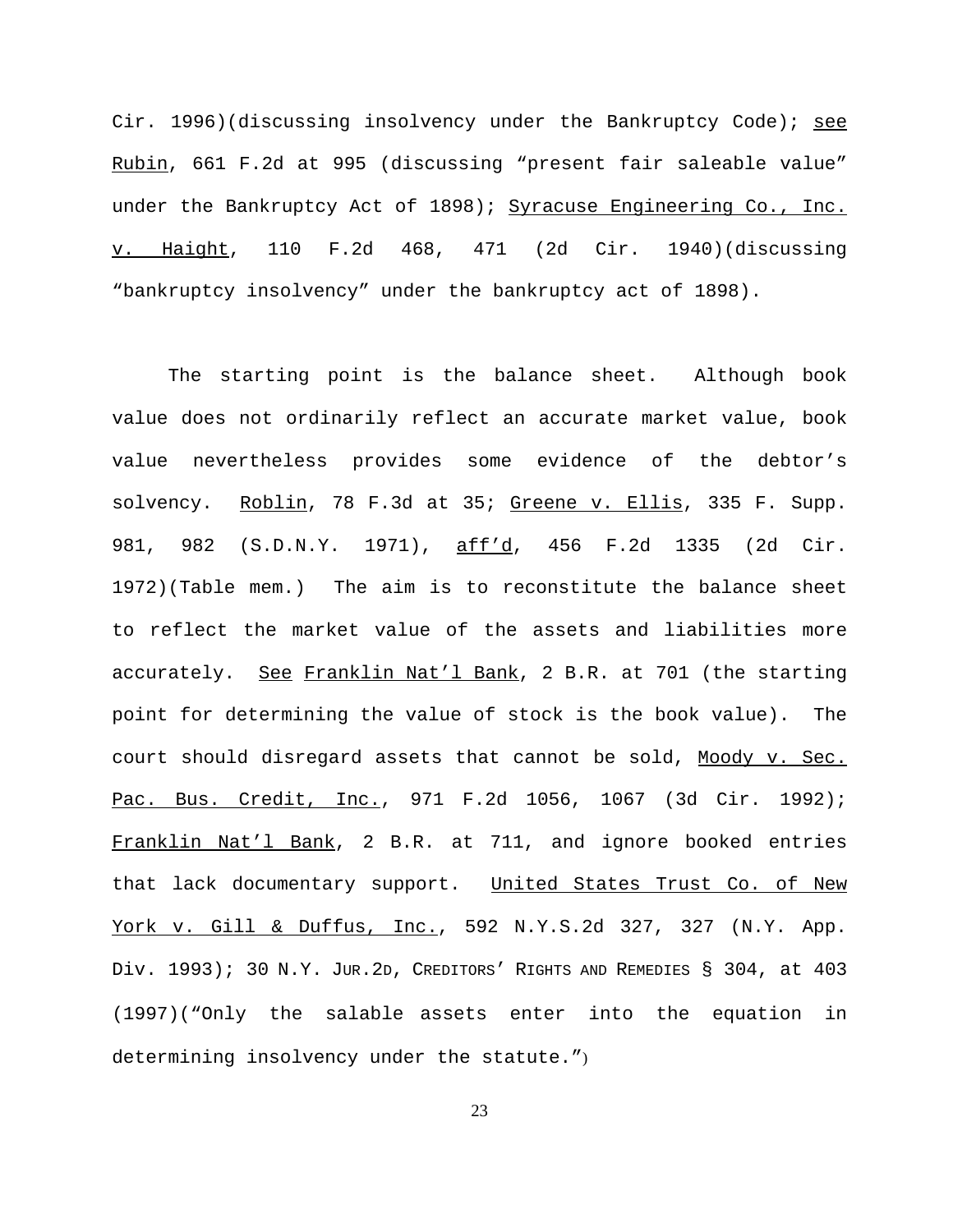Cir. 1996)(discussing insolvency under the Bankruptcy Code); see Rubin, 661 F.2d at 995 (discussing "present fair saleable value" under the Bankruptcy Act of 1898); Syracuse Engineering Co., Inc. v. Haight, 110 F.2d 468, 471 (2d Cir. 1940)(discussing "bankruptcy insolvency" under the bankruptcy act of 1898).

The starting point is the balance sheet. Although book value does not ordinarily reflect an accurate market value, book value nevertheless provides some evidence of the debtor's solvency. Roblin, 78 F.3d at 35; Greene v. Ellis, 335 F. Supp. 981, 982 (S.D.N.Y. 1971), aff'd, 456 F.2d 1335 (2d Cir. 1972)(Table mem.) The aim is to reconstitute the balance sheet to reflect the market value of the assets and liabilities more accurately. See Franklin Nat'l Bank, 2 B.R. at 701 (the starting point for determining the value of stock is the book value). The court should disregard assets that cannot be sold, Moody v. Sec. Pac. Bus. Credit, Inc., 971 F.2d 1056, 1067 (3d Cir. 1992); Franklin Nat'l Bank, 2 B.R. at 711, and ignore booked entries that lack documentary support. United States Trust Co. of New York v. Gill & Duffus, Inc., 592 N.Y.S.2d 327, 327 (N.Y. App. Div. 1993); 30 N.Y. JUR.2D, CREDITORS' RIGHTS AND REMEDIES § 304, at 403 (1997)("Only the salable assets enter into the equation in determining insolvency under the statute.")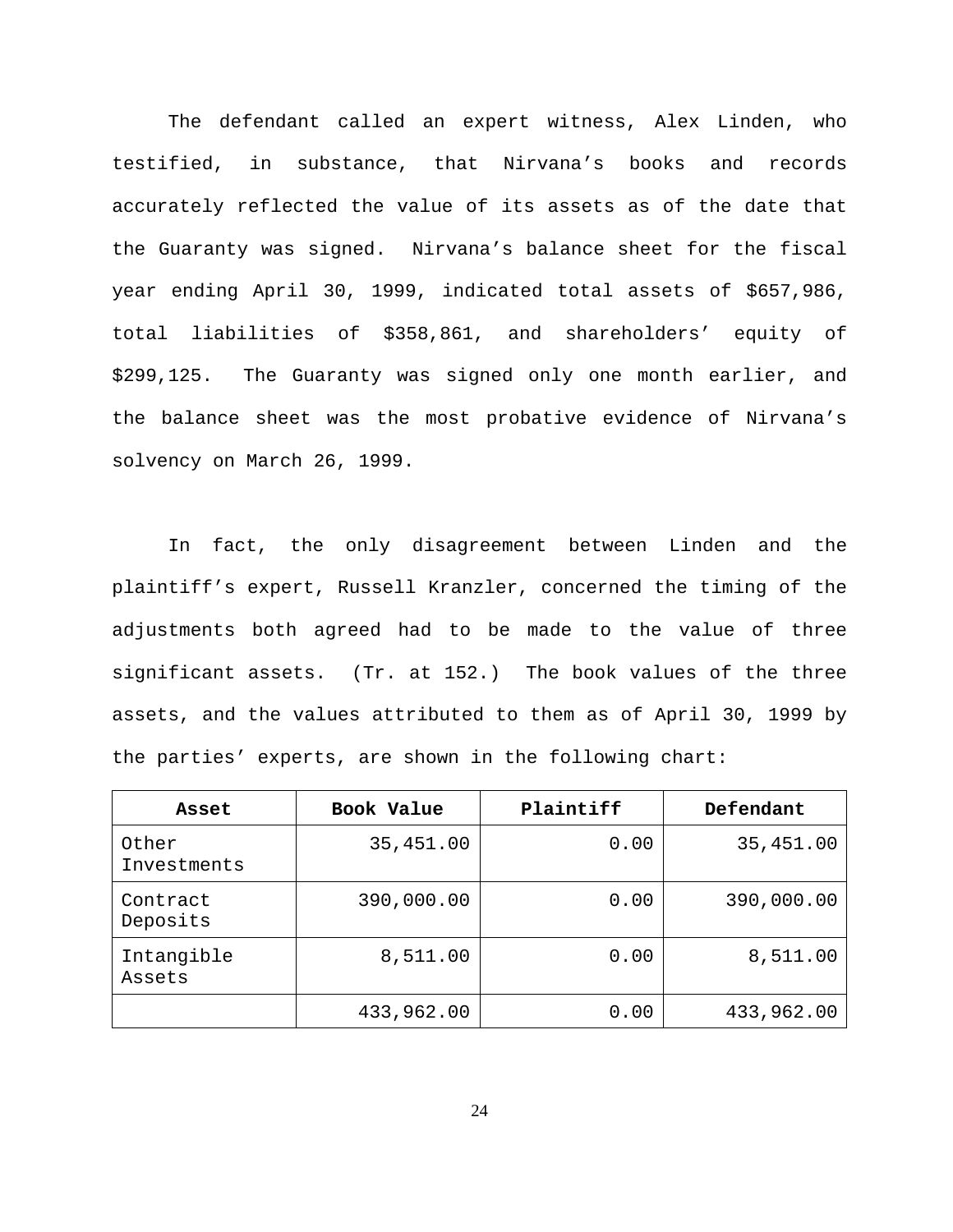The defendant called an expert witness, Alex Linden, who testified, in substance, that Nirvana’s books and records accurately reflected the value of its assets as of the date that the Guaranty was signed. Nirvana’s balance sheet for the fiscal year ending April 30, 1999, indicated total assets of $657,986, total liabilities of $358,861, and shareholders’ equity of $299,125. The Guaranty was signed only one month earlier, and the balance sheet was the most probative evidence of Nirvana’s solvency on March 26, 1999.

In fact, the only disagreement between Linden and the plaintiff’s expert, Russell Kranzler, concerned the timing of the adjustments both agreed had to be made to the value of three significant assets. (Tr. at 152.) The book values of the three assets, and the values attributed to them as of April 30, 1999 by the parties’ experts, are shown in the following chart:

| Asset | Book Value | Plaintiff | Defendant |
|---|---:|---:|---:|
| Other Investments | 35,451.00 | 0.00 | 35,451.00 |
| Contract Deposits | 390,000.00 | 0.00 | 390,000.00 |
| Intangible Assets | 8,511.00 | 0.00 | 8,511.00 |
| | 433,962.00 | 0.00 | 433,962.00 |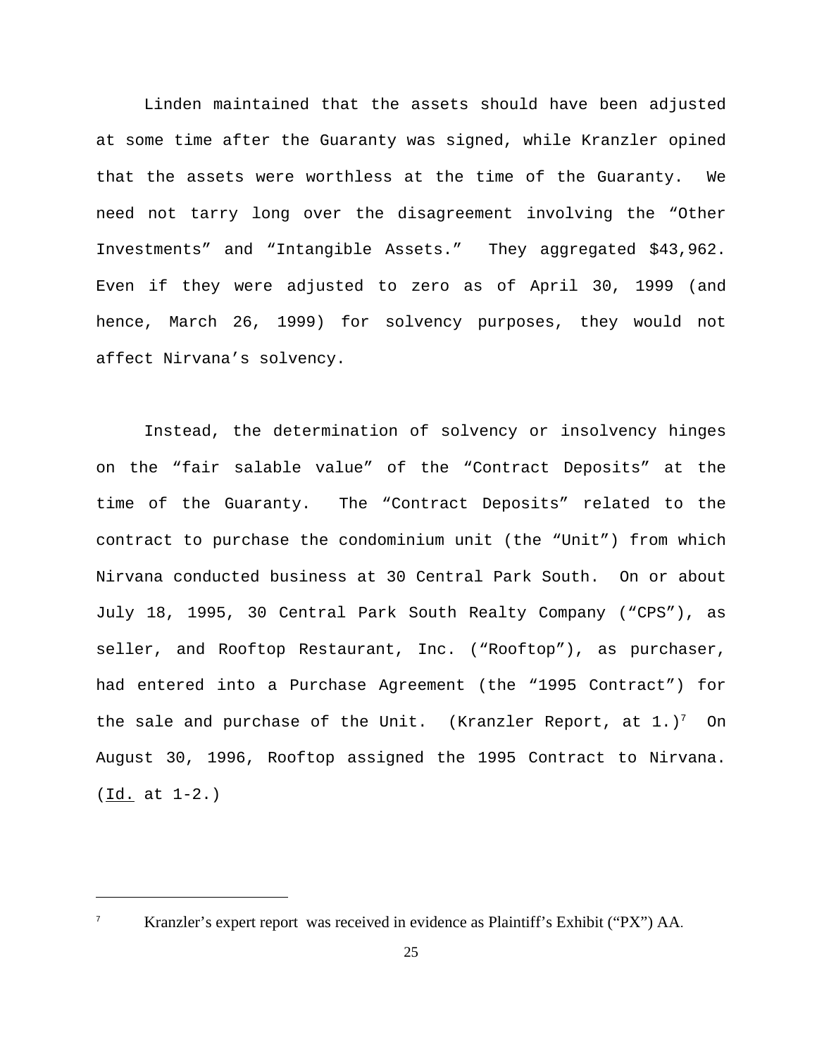Linden maintained that the assets should have been adjusted at some time after the Guaranty was signed, while Kranzler opined that the assets were worthless at the time of the Guaranty. We need not tarry long over the disagreement involving the "Other Investments" and "Intangible Assets." They aggregated $43,962. Even if they were adjusted to zero as of April 30, 1999 (and hence, March 26, 1999) for solvency purposes, they would not affect Nirvana's solvency.

Instead, the determination of solvency or insolvency hinges on the "fair salable value" of the "Contract Deposits" at the time of the Guaranty. The "Contract Deposits" related to the contract to purchase the condominium unit (the "Unit") from which Nirvana conducted business at 30 Central Park South. On or about July 18, 1995, 30 Central Park South Realty Company ("CPS"), as seller, and Rooftop Restaurant, Inc. ("Rooftop"), as purchaser, had entered into a Purchase Agreement (the "1995 Contract") for the sale and purchase of the Unit. (Kranzler Report, at 1.)[7] On August 30, 1996, Rooftop assigned the 1995 Contract to Nirvana. (Id. at 1-2.)

---

[7] Kranzler's expert report was received in evidence as Plaintiff's Exhibit ("PX") AA.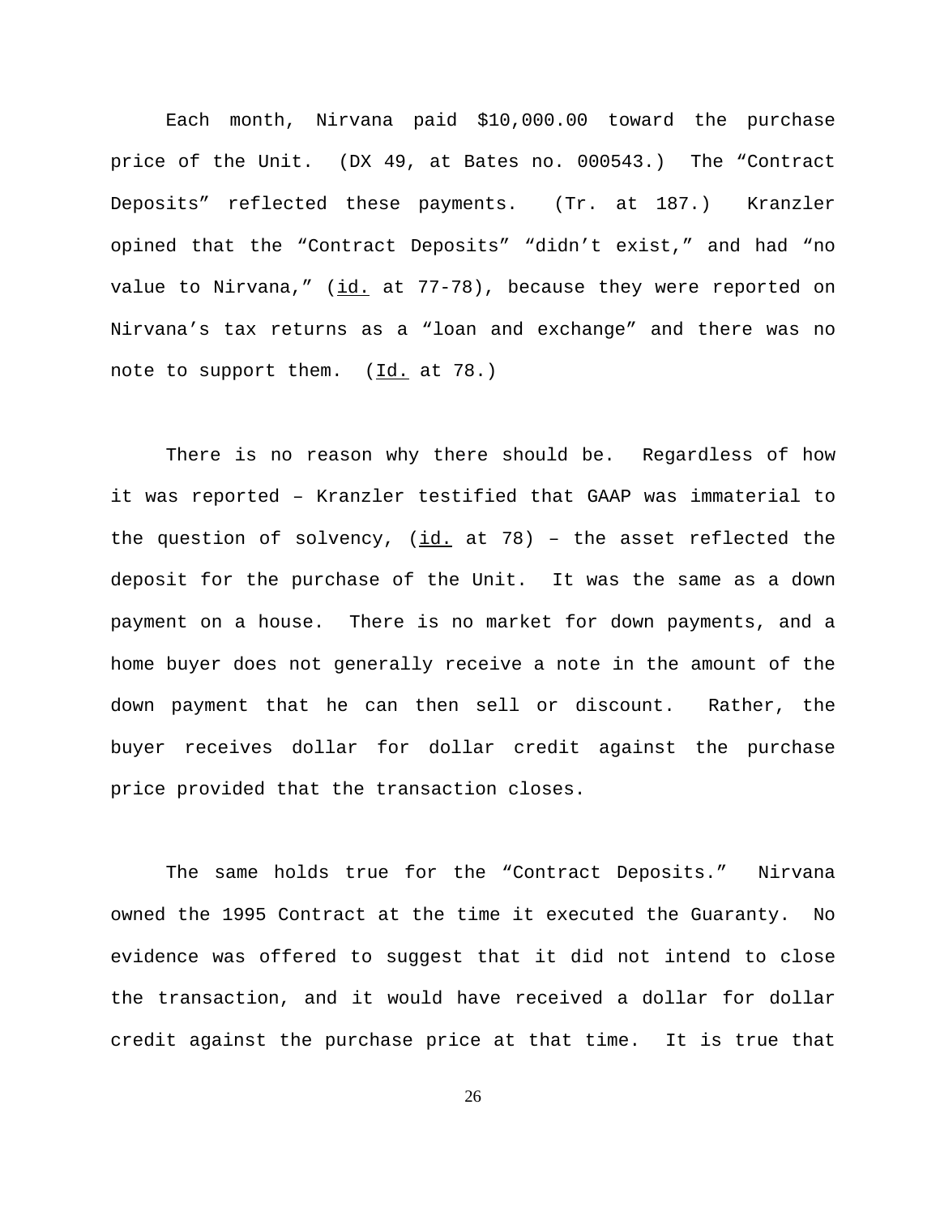Each month, Nirvana paid $10,000.00 toward the purchase price of the Unit. (DX 49, at Bates no. 000543.) The "Contract Deposits" reflected these payments. (Tr. at 187.) Kranzler opined that the "Contract Deposits" "didn't exist," and had "no value to Nirvana," (id. at 77-78), because they were reported on Nirvana's tax returns as a "loan and exchange" and there was no note to support them. (Id. at 78.)

There is no reason why there should be. Regardless of how it was reported – Kranzler testified that GAAP was immaterial to the question of solvency, (id. at 78) – the asset reflected the deposit for the purchase of the Unit. It was the same as a down payment on a house. There is no market for down payments, and a home buyer does not generally receive a note in the amount of the down payment that he can then sell or discount. Rather, the buyer receives dollar for dollar credit against the purchase price provided that the transaction closes.

The same holds true for the "Contract Deposits." Nirvana owned the 1995 Contract at the time it executed the Guaranty. No evidence was offered to suggest that it did not intend to close the transaction, and it would have received a dollar for dollar credit against the purchase price at that time. It is true that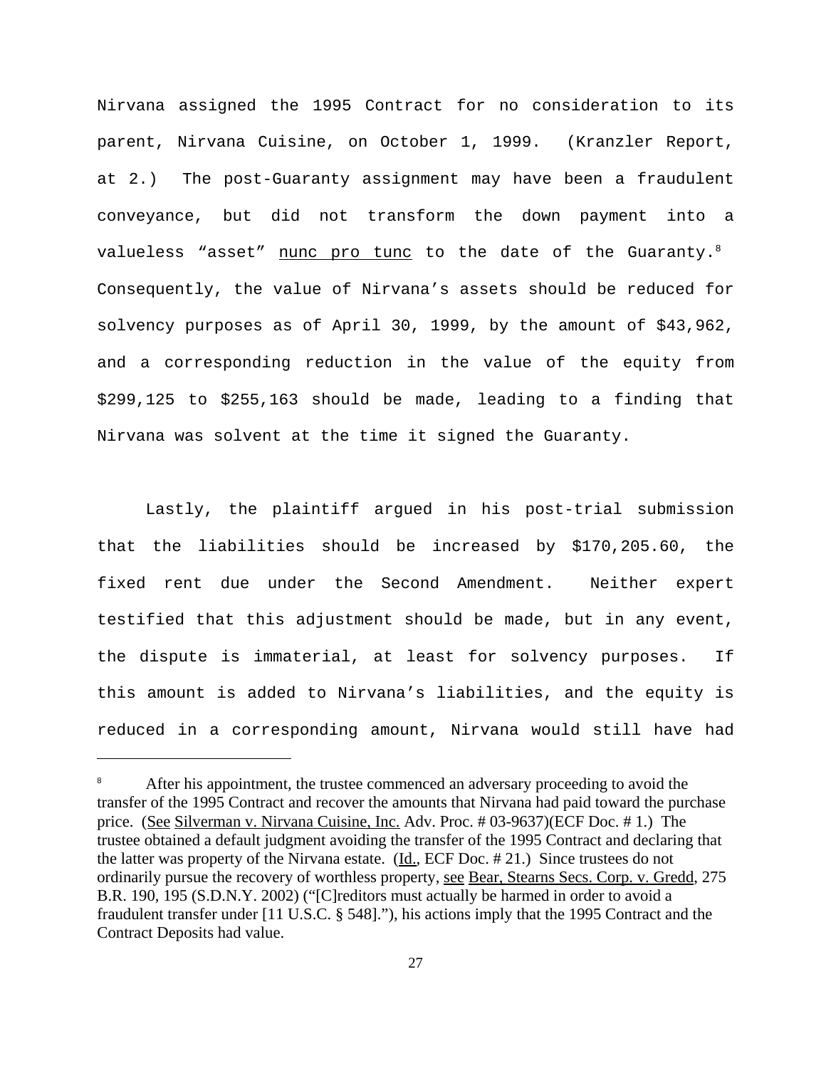Nirvana assigned the 1995 Contract for no consideration to its parent, Nirvana Cuisine, on October 1, 1999. (Kranzler Report, at 2.) The post-Guaranty assignment may have been a fraudulent conveyance, but did not transform the down payment into a valueless "asset" nunc pro tunc to the date of the Guaranty.[8] Consequently, the value of Nirvana's assets should be reduced for solvency purposes as of April 30, 1999, by the amount of $43,962, and a corresponding reduction in the value of the equity from $299,125 to $255,163 should be made, leading to a finding that Nirvana was solvent at the time it signed the Guaranty.

Lastly, the plaintiff argued in his post-trial submission that the liabilities should be increased by $170,205.60, the fixed rent due under the Second Amendment. Neither expert testified that this adjustment should be made, but in any event, the dispute is immaterial, at least for solvency purposes. If this amount is added to Nirvana's liabilities, and the equity is reduced in a corresponding amount, Nirvana would still have had

---

[8] After his appointment, the trustee commenced an adversary proceeding to avoid the transfer of the 1995 Contract and recover the amounts that Nirvana had paid toward the purchase price. (See Silverman v. Nirvana Cuisine, Inc. Adv. Proc. # 03-9637)(ECF Doc. # 1.) The trustee obtained a default judgment avoiding the transfer of the 1995 Contract and declaring that the latter was property of the Nirvana estate. (Id., ECF Doc. # 21.) Since trustees do not ordinarily pursue the recovery of worthless property, see Bear, Stearns Secs. Corp. v. Gredd, 275 B.R. 190, 195 (S.D.N.Y. 2002) ("[C]reditors must actually be harmed in order to avoid a fraudulent transfer under [11 U.S.C. § 548]."), his actions imply that the 1995 Contract and the Contract Deposits had value.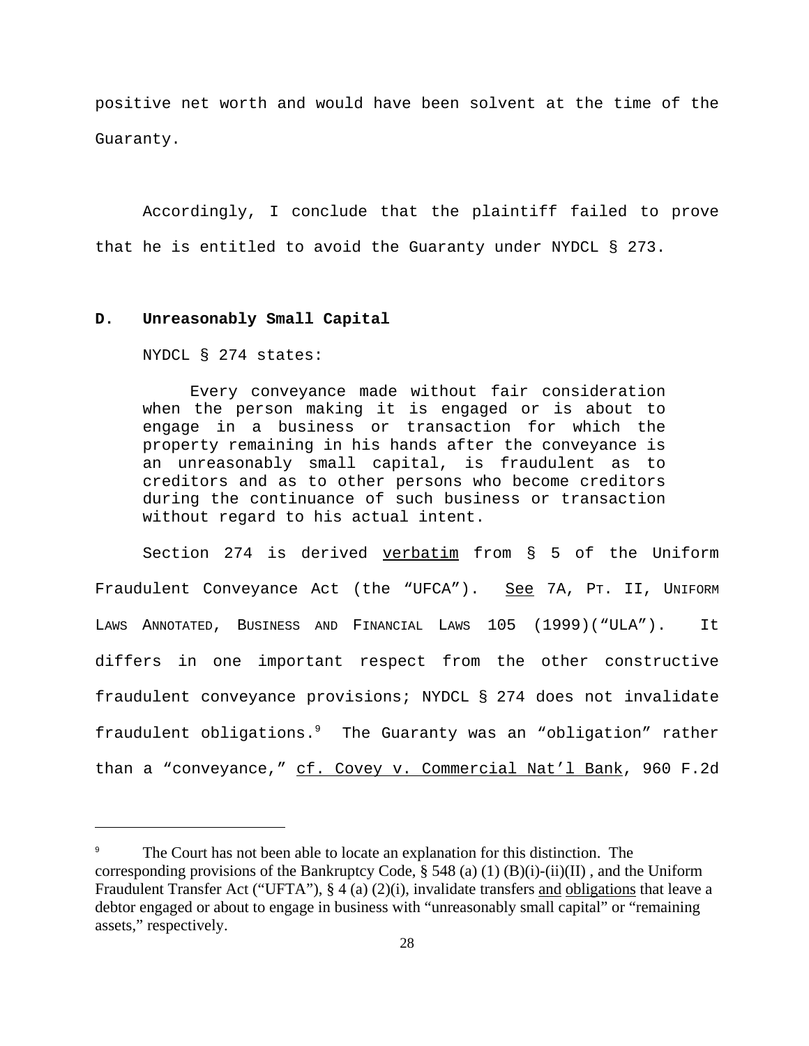positive net worth and would have been solvent at the time of the Guaranty.

Accordingly, I conclude that the plaintiff failed to prove that he is entitled to avoid the Guaranty under NYDCL § 273.

### D. Unreasonably Small Capital

NYDCL § 274 states:

> Every conveyance made without fair consideration when the person making it is engaged or is about to engage in a business or transaction for which the property remaining in his hands after the conveyance is an unreasonably small capital, is fraudulent as to creditors and as to other persons who become creditors during the continuance of such business or transaction without regard to his actual intent.

Section 274 is derived verbatim from § 5 of the Uniform Fraudulent Conveyance Act (the "UFCA"). See 7A, PT. II, UNIFORM LAWS ANNOTATED, BUSINESS AND FINANCIAL LAWS 105 (1999)("ULA"). It differs in one important respect from the other constructive fraudulent conveyance provisions; NYDCL § 274 does not invalidate fraudulent obligations.[9] The Guaranty was an "obligation" rather than a "conveyance," cf. Covey v. Commercial Nat'l Bank, 960 F.2d

---

[9] The Court has not been able to locate an explanation for this distinction. The corresponding provisions of the Bankruptcy Code, § 548 (a) (1) (B)(i)-(ii)(II) , and the Uniform Fraudulent Transfer Act ("UFTA"), § 4 (a) (2)(i), invalidate transfers and obligations that leave a debtor engaged or about to engage in business with "unreasonably small capital" or "remaining assets," respectively.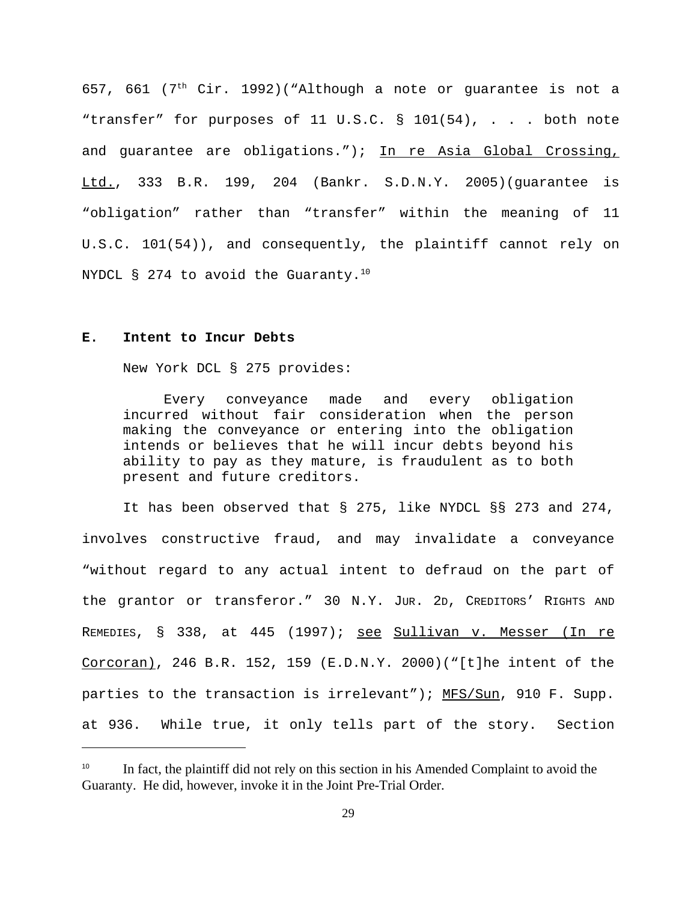657, 661 ($7^{th}$ Cir. 1992)("Although a note or guarantee is not a "transfer" for purposes of 11 U.S.C. § 101(54), . . . both note and guarantee are obligations."); In re Asia Global Crossing, Ltd., 333 B.R. 199, 204 (Bankr. S.D.N.Y. 2005)(guarantee is "obligation" rather than "transfer" within the meaning of 11 U.S.C. 101(54)), and consequently, the plaintiff cannot rely on NYDCL § 274 to avoid the Guaranty.[10]

**E. Intent to Incur Debts**

New York DCL § 275 provides:

> Every conveyance made and every obligation incurred without fair consideration when the person making the conveyance or entering into the obligation intends or believes that he will incur debts beyond his ability to pay as they mature, is fraudulent as to both present and future creditors.

It has been observed that § 275, like NYDCL §§ 273 and 274, involves constructive fraud, and may invalidate a conveyance "without regard to any actual intent to defraud on the part of the grantor or transferor." 30 N.Y. JUR. 2D, CREDITORS' RIGHTS AND REMEDIES, § 338, at 445 (1997); see Sullivan v. Messer (In re Corcoran), 246 B.R. 152, 159 (E.D.N.Y. 2000)("[t]he intent of the parties to the transaction is irrelevant"); MFS/Sun, 910 F. Supp. at 936. While true, it only tells part of the story. Section

[10] In fact, the plaintiff did not rely on this section in his Amended Complaint to avoid the Guaranty. He did, however, invoke it in the Joint Pre-Trial Order.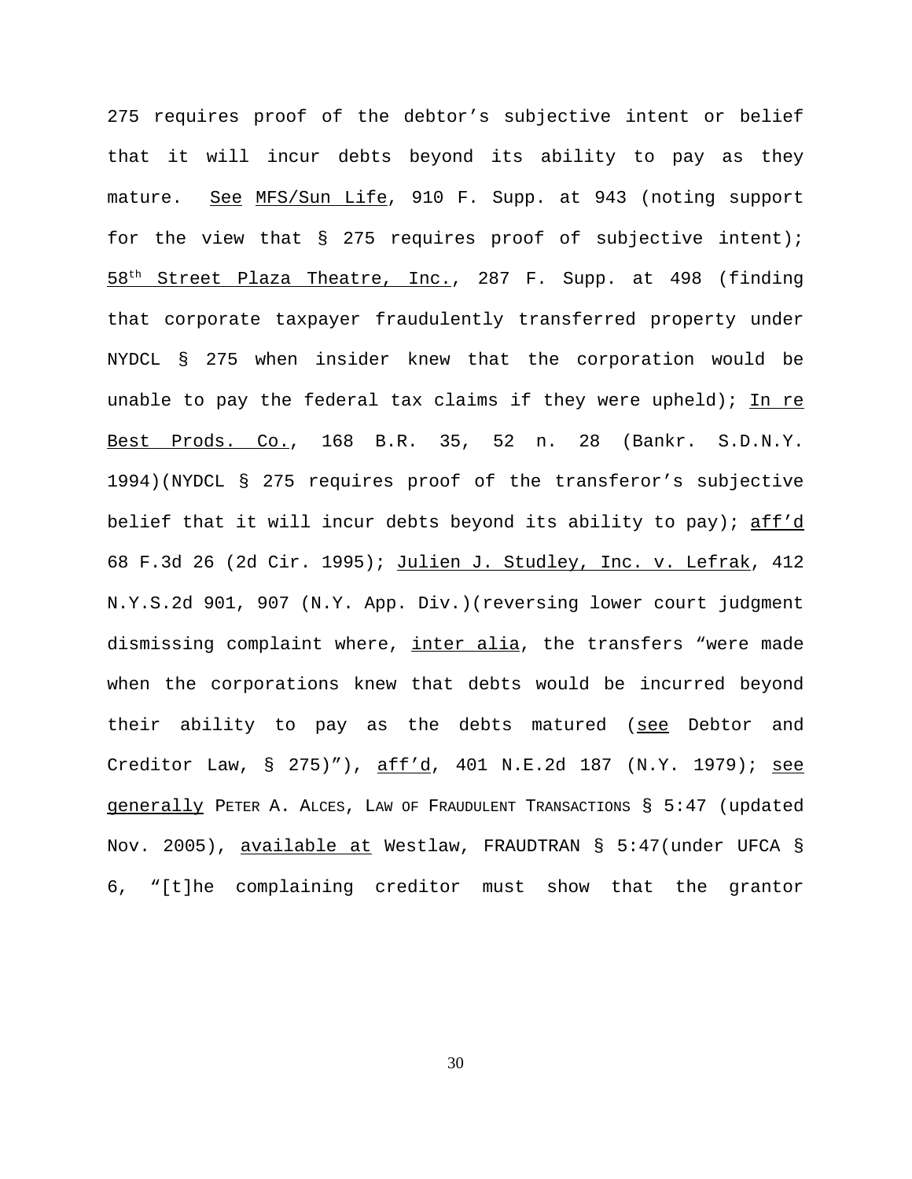275 requires proof of the debtor's subjective intent or belief that it will incur debts beyond its ability to pay as they mature. See MFS/Sun Life, 910 F. Supp. at 943 (noting support for the view that § 275 requires proof of subjective intent); 58th Street Plaza Theatre, Inc., 287 F. Supp. at 498 (finding that corporate taxpayer fraudulently transferred property under NYDCL § 275 when insider knew that the corporation would be unable to pay the federal tax claims if they were upheld); In re Best Prods. Co., 168 B.R. 35, 52 n. 28 (Bankr. S.D.N.Y. 1994)(NYDCL § 275 requires proof of the transferor's subjective belief that it will incur debts beyond its ability to pay); aff'd 68 F.3d 26 (2d Cir. 1995); Julien J. Studley, Inc. v. Lefrak, 412 N.Y.S.2d 901, 907 (N.Y. App. Div.)(reversing lower court judgment dismissing complaint where, inter alia, the transfers "were made when the corporations knew that debts would be incurred beyond their ability to pay as the debts matured (see Debtor and Creditor Law, § 275)"), aff'd, 401 N.E.2d 187 (N.Y. 1979); see generally PETER A. ALCES, LAW OF FRAUDULENT TRANSACTIONS § 5:47 (updated Nov. 2005), available at Westlaw, FRAUDTRAN § 5:47(under UFCA § 6, "[t]he complaining creditor must show that the grantor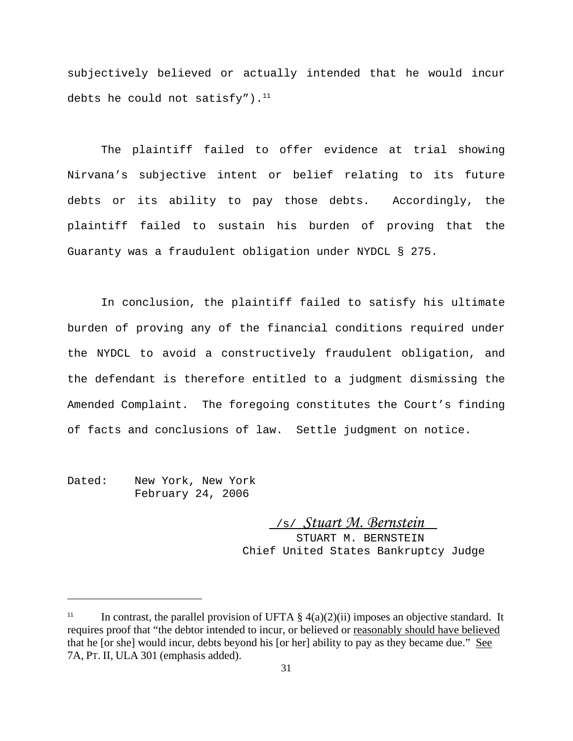subjectively believed or actually intended that he would incur debts he could not satisfy").[11]

The plaintiff failed to offer evidence at trial showing Nirvana's subjective intent or belief relating to its future debts or its ability to pay those debts. Accordingly, the plaintiff failed to sustain his burden of proving that the Guaranty was a fraudulent obligation under NYDCL § 275.

In conclusion, the plaintiff failed to satisfy his ultimate burden of proving any of the financial conditions required under the NYDCL to avoid a constructively fraudulent obligation, and the defendant is therefore entitled to a judgment dismissing the Amended Complaint. The foregoing constitutes the Court's finding of facts and conclusions of law. Settle judgment on notice.

Dated: New York, New York
February 24, 2006

/s/ *Stuart M. Bernstein*
STUART M. BERNSTEIN
Chief United States Bankruptcy Judge

---

[11] In contrast, the parallel provision of UFTA § 4(a)(2)(ii) imposes an objective standard. It requires proof that "the debtor intended to incur, or believed or reasonably should have believed that he [or she] would incur, debts beyond his [or her] ability to pay as they became due." See 7A, PT. II, ULA 301 (emphasis added).